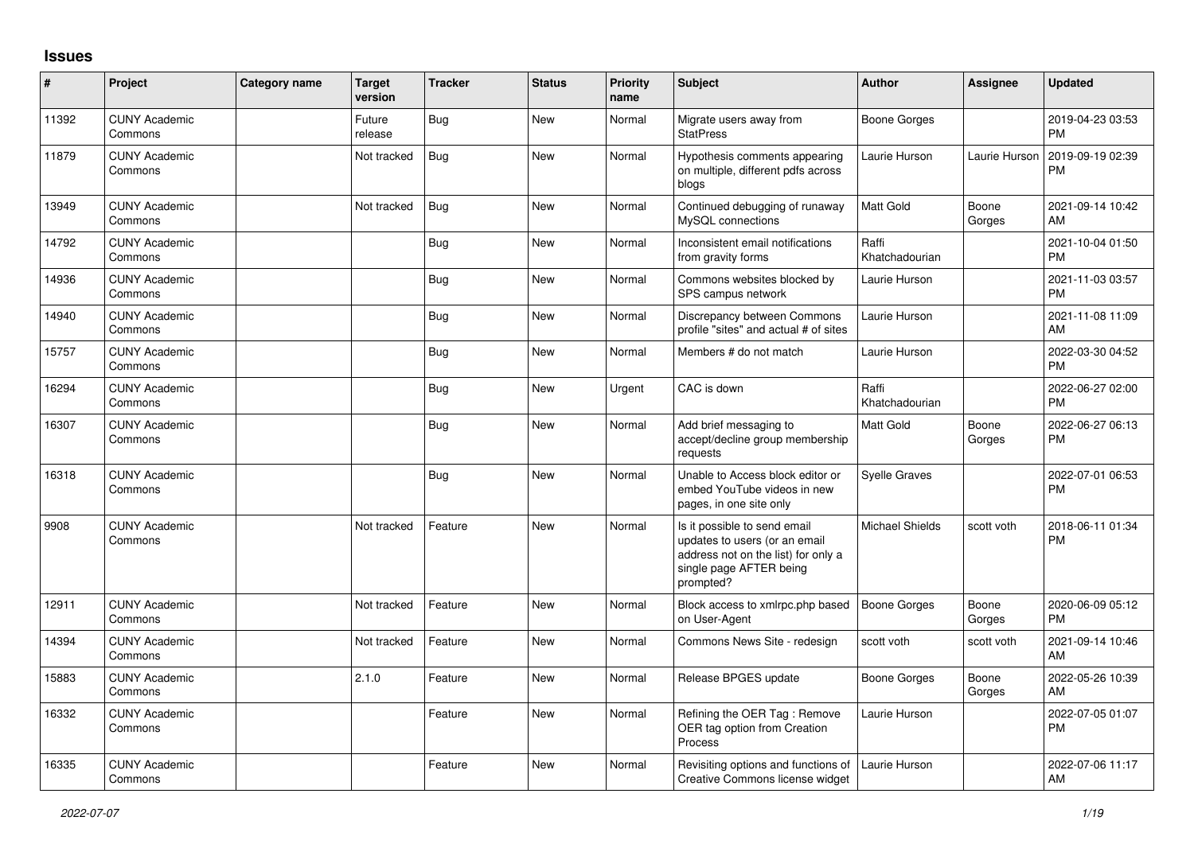## Issues

| # | Project | Category name | Target version | Tracker | Status | Priority name | Subject | Author | Assignee | Updated |
|---|---|---|---|---|---|---|---|---|---|---|
| 11392 | CUNY Academic Commons | | Future release | Bug | New | Normal | Migrate users away from StatPress | Boone Gorges | | 2019-04-23 03:53 PM |
| 11879 | CUNY Academic Commons | | Not tracked | Bug | New | Normal | Hypothesis comments appearing on multiple, different pdfs across blogs | Laurie Hurson | Laurie Hurson | 2019-09-19 02:39 PM |
| 13949 | CUNY Academic Commons | | Not tracked | Bug | New | Normal | Continued debugging of runaway MySQL connections | Matt Gold | Boone Gorges | 2021-09-14 10:42 AM |
| 14792 | CUNY Academic Commons | | | Bug | New | Normal | Inconsistent email notifications from gravity forms | Raffi Khatchadourian | | 2021-10-04 01:50 PM |
| 14936 | CUNY Academic Commons | | | Bug | New | Normal | Commons websites blocked by SPS campus network | Laurie Hurson | | 2021-11-03 03:57 PM |
| 14940 | CUNY Academic Commons | | | Bug | New | Normal | Discrepancy between Commons profile "sites" and actual # of sites | Laurie Hurson | | 2021-11-08 11:09 AM |
| 15757 | CUNY Academic Commons | | | Bug | New | Normal | Members # do not match | Laurie Hurson | | 2022-03-30 04:52 PM |
| 16294 | CUNY Academic Commons | | | Bug | New | Urgent | CAC is down | Raffi Khatchadourian | | 2022-06-27 02:00 PM |
| 16307 | CUNY Academic Commons | | | Bug | New | Normal | Add brief messaging to accept/decline group membership requests | Matt Gold | Boone Gorges | 2022-06-27 06:13 PM |
| 16318 | CUNY Academic Commons | | | Bug | New | Normal | Unable to Access block editor or embed YouTube videos in new pages, in one site only | Syelle Graves | | 2022-07-01 06:53 PM |
| 9908 | CUNY Academic Commons | | Not tracked | Feature | New | Normal | Is it possible to send email updates to users (or an email address not on the list) for only a single page AFTER being prompted? | Michael Shields | scott voth | 2018-06-11 01:34 PM |
| 12911 | CUNY Academic Commons | | Not tracked | Feature | New | Normal | Block access to xmlrpc.php based on User-Agent | Boone Gorges | Boone Gorges | 2020-06-09 05:12 PM |
| 14394 | CUNY Academic Commons | | Not tracked | Feature | New | Normal | Commons News Site - redesign | scott voth | scott voth | 2021-09-14 10:46 AM |
| 15883 | CUNY Academic Commons | | 2.1.0 | Feature | New | Normal | Release BPGES update | Boone Gorges | Boone Gorges | 2022-05-26 10:39 AM |
| 16332 | CUNY Academic Commons | | | Feature | New | Normal | Refining the OER Tag : Remove OER tag option from Creation Process | Laurie Hurson | | 2022-07-05 01:07 PM |
| 16335 | CUNY Academic Commons | | | Feature | New | Normal | Revisiting options and functions of Creative Commons license widget | Laurie Hurson | | 2022-07-06 11:17 AM |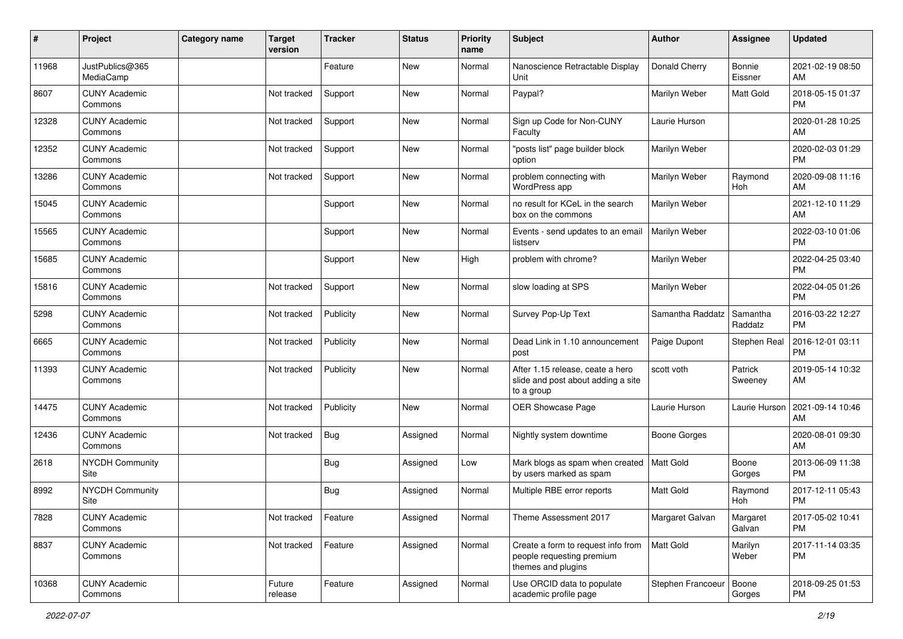| # | Project | Category name | Target version | Tracker | Status | Priority name | Subject | Author | Assignee | Updated |
|---|---|---|---|---|---|---|---|---|---|---|
| 11968 | JustPublics@365 MediaCamp | | | Feature | New | Normal | Nanoscience Retractable Display Unit | Donald Cherry | Bonnie Eissner | 2021-02-19 08:50 AM |
| 8607 | CUNY Academic Commons | | Not tracked | Support | New | Normal | Paypal? | Marilyn Weber | Matt Gold | 2018-05-15 01:37 PM |
| 12328 | CUNY Academic Commons | | Not tracked | Support | New | Normal | Sign up Code for Non-CUNY Faculty | Laurie Hurson | | 2020-01-28 10:25 AM |
| 12352 | CUNY Academic Commons | | Not tracked | Support | New | Normal | "posts list" page builder block option | Marilyn Weber | | 2020-02-03 01:29 PM |
| 13286 | CUNY Academic Commons | | Not tracked | Support | New | Normal | problem connecting with WordPress app | Marilyn Weber | Raymond Hoh | 2020-09-08 11:16 AM |
| 15045 | CUNY Academic Commons | | | Support | New | Normal | no result for KCeL in the search box on the commons | Marilyn Weber | | 2021-12-10 11:29 AM |
| 15565 | CUNY Academic Commons | | | Support | New | Normal | Events - send updates to an email listserv | Marilyn Weber | | 2022-03-10 01:06 PM |
| 15685 | CUNY Academic Commons | | | Support | New | High | problem with chrome? | Marilyn Weber | | 2022-04-25 03:40 PM |
| 15816 | CUNY Academic Commons | | Not tracked | Support | New | Normal | slow loading at SPS | Marilyn Weber | | 2022-04-05 01:26 PM |
| 5298 | CUNY Academic Commons | | Not tracked | Publicity | New | Normal | Survey Pop-Up Text | Samantha Raddatz | Samantha Raddatz | 2016-03-22 12:27 PM |
| 6665 | CUNY Academic Commons | | Not tracked | Publicity | New | Normal | Dead Link in 1.10 announcement post | Paige Dupont | Stephen Real | 2016-12-01 03:11 PM |
| 11393 | CUNY Academic Commons | | Not tracked | Publicity | New | Normal | After 1.15 release, ceate a hero slide and post about adding a site to a group | scott voth | Patrick Sweeney | 2019-05-14 10:32 AM |
| 14475 | CUNY Academic Commons | | Not tracked | Publicity | New | Normal | OER Showcase Page | Laurie Hurson | Laurie Hurson | 2021-09-14 10:46 AM |
| 12436 | CUNY Academic Commons | | Not tracked | Bug | Assigned | Normal | Nightly system downtime | Boone Gorges | | 2020-08-01 09:30 AM |
| 2618 | NYCDH Community Site | | | Bug | Assigned | Low | Mark blogs as spam when created by users marked as spam | Matt Gold | Boone Gorges | 2013-06-09 11:38 PM |
| 8992 | NYCDH Community Site | | | Bug | Assigned | Normal | Multiple RBE error reports | Matt Gold | Raymond Hoh | 2017-12-11 05:43 PM |
| 7828 | CUNY Academic Commons | | Not tracked | Feature | Assigned | Normal | Theme Assessment 2017 | Margaret Galvan | Margaret Galvan | 2017-05-02 10:41 PM |
| 8837 | CUNY Academic Commons | | Not tracked | Feature | Assigned | Normal | Create a form to request info from people requesting premium themes and plugins | Matt Gold | Marilyn Weber | 2017-11-14 03:35 PM |
| 10368 | CUNY Academic Commons | | Future release | Feature | Assigned | Normal | Use ORCID data to populate academic profile page | Stephen Francoeur | Boone Gorges | 2018-09-25 01:53 PM |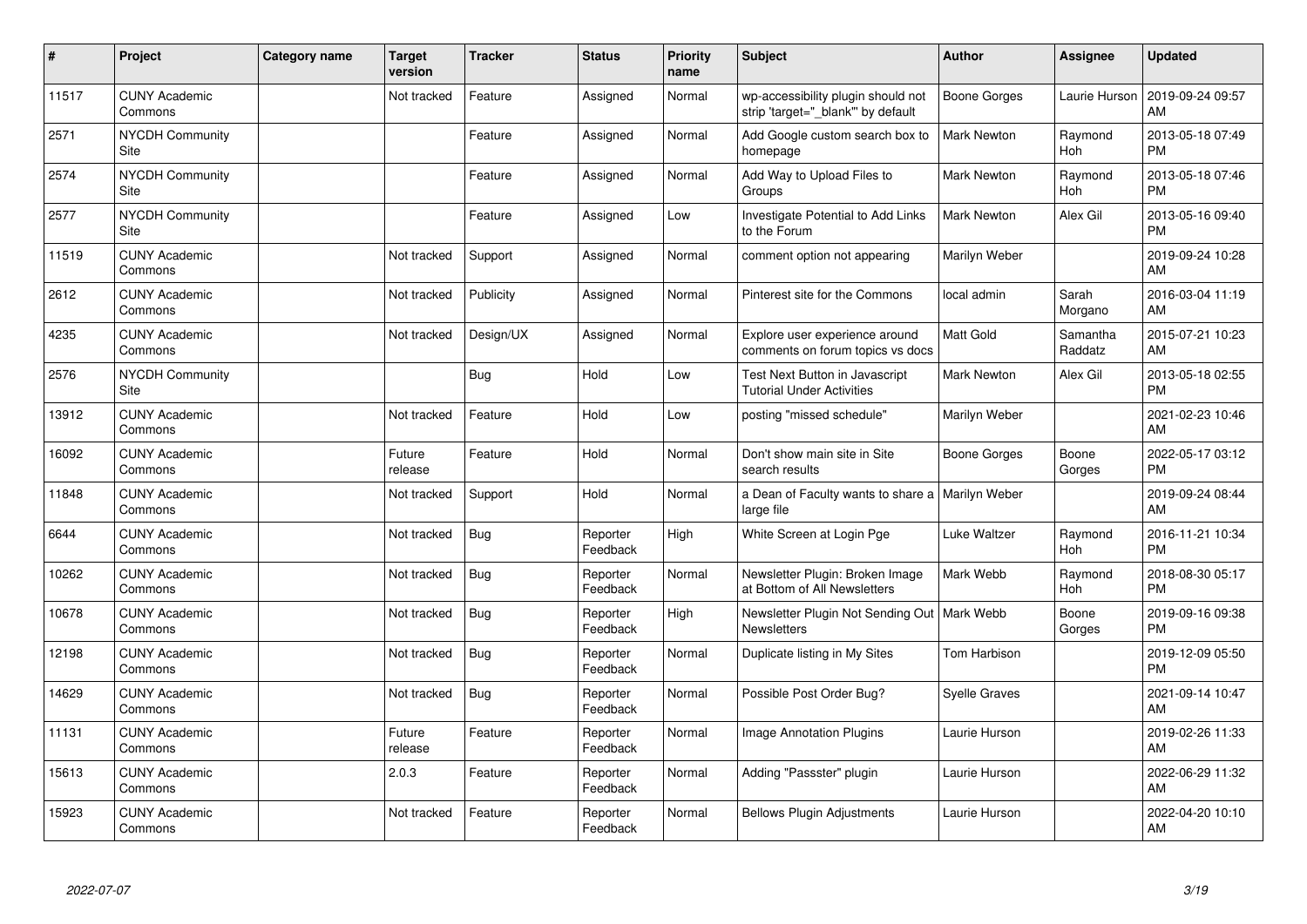| # | Project | Category name | Target version | Tracker | Status | Priority name | Subject | Author | Assignee | Updated |
|---|---|---|---|---|---|---|---|---|---|---|
| 11517 | CUNY Academic Commons | | Not tracked | Feature | Assigned | Normal | wp-accessibility plugin should not strip 'target="_blank"' by default | Boone Gorges | Laurie Hurson | 2019-09-24 09:57 AM |
| 2571 | NYCDH Community Site | | | Feature | Assigned | Normal | Add Google custom search box to homepage | Mark Newton | Raymond Hoh | 2013-05-18 07:49 PM |
| 2574 | NYCDH Community Site | | | Feature | Assigned | Normal | Add Way to Upload Files to Groups | Mark Newton | Raymond Hoh | 2013-05-18 07:46 PM |
| 2577 | NYCDH Community Site | | | Feature | Assigned | Low | Investigate Potential to Add Links to the Forum | Mark Newton | Alex Gil | 2013-05-16 09:40 PM |
| 11519 | CUNY Academic Commons | | Not tracked | Support | Assigned | Normal | comment option not appearing | Marilyn Weber | | 2019-09-24 10:28 AM |
| 2612 | CUNY Academic Commons | | Not tracked | Publicity | Assigned | Normal | Pinterest site for the Commons | local admin | Sarah Morgano | 2016-03-04 11:19 AM |
| 4235 | CUNY Academic Commons | | Not tracked | Design/UX | Assigned | Normal | Explore user experience around comments on forum topics vs docs | Matt Gold | Samantha Raddatz | 2015-07-21 10:23 AM |
| 2576 | NYCDH Community Site | | | Bug | Hold | Low | Test Next Button in Javascript Tutorial Under Activities | Mark Newton | Alex Gil | 2013-05-18 02:55 PM |
| 13912 | CUNY Academic Commons | | Not tracked | Feature | Hold | Low | posting "missed schedule" | Marilyn Weber | | 2021-02-23 10:46 AM |
| 16092 | CUNY Academic Commons | | Future release | Feature | Hold | Normal | Don't show main site in Site search results | Boone Gorges | Boone Gorges | 2022-05-17 03:12 PM |
| 11848 | CUNY Academic Commons | | Not tracked | Support | Hold | Normal | a Dean of Faculty wants to share a large file | Marilyn Weber | | 2019-09-24 08:44 AM |
| 6644 | CUNY Academic Commons | | Not tracked | Bug | Reporter Feedback | High | White Screen at Login Pge | Luke Waltzer | Raymond Hoh | 2016-11-21 10:34 PM |
| 10262 | CUNY Academic Commons | | Not tracked | Bug | Reporter Feedback | Normal | Newsletter Plugin: Broken Image at Bottom of All Newsletters | Mark Webb | Raymond Hoh | 2018-08-30 05:17 PM |
| 10678 | CUNY Academic Commons | | Not tracked | Bug | Reporter Feedback | High | Newsletter Plugin Not Sending Out Newsletters | Mark Webb | Boone Gorges | 2019-09-16 09:38 PM |
| 12198 | CUNY Academic Commons | | Not tracked | Bug | Reporter Feedback | Normal | Duplicate listing in My Sites | Tom Harbison | | 2019-12-09 05:50 PM |
| 14629 | CUNY Academic Commons | | Not tracked | Bug | Reporter Feedback | Normal | Possible Post Order Bug? | Syelle Graves | | 2021-09-14 10:47 AM |
| 11131 | CUNY Academic Commons | | Future release | Feature | Reporter Feedback | Normal | Image Annotation Plugins | Laurie Hurson | | 2019-02-26 11:33 AM |
| 15613 | CUNY Academic Commons | | 2.0.3 | Feature | Reporter Feedback | Normal | Adding "Passster" plugin | Laurie Hurson | | 2022-06-29 11:32 AM |
| 15923 | CUNY Academic Commons | | Not tracked | Feature | Reporter Feedback | Normal | Bellows Plugin Adjustments | Laurie Hurson | | 2022-04-20 10:10 AM |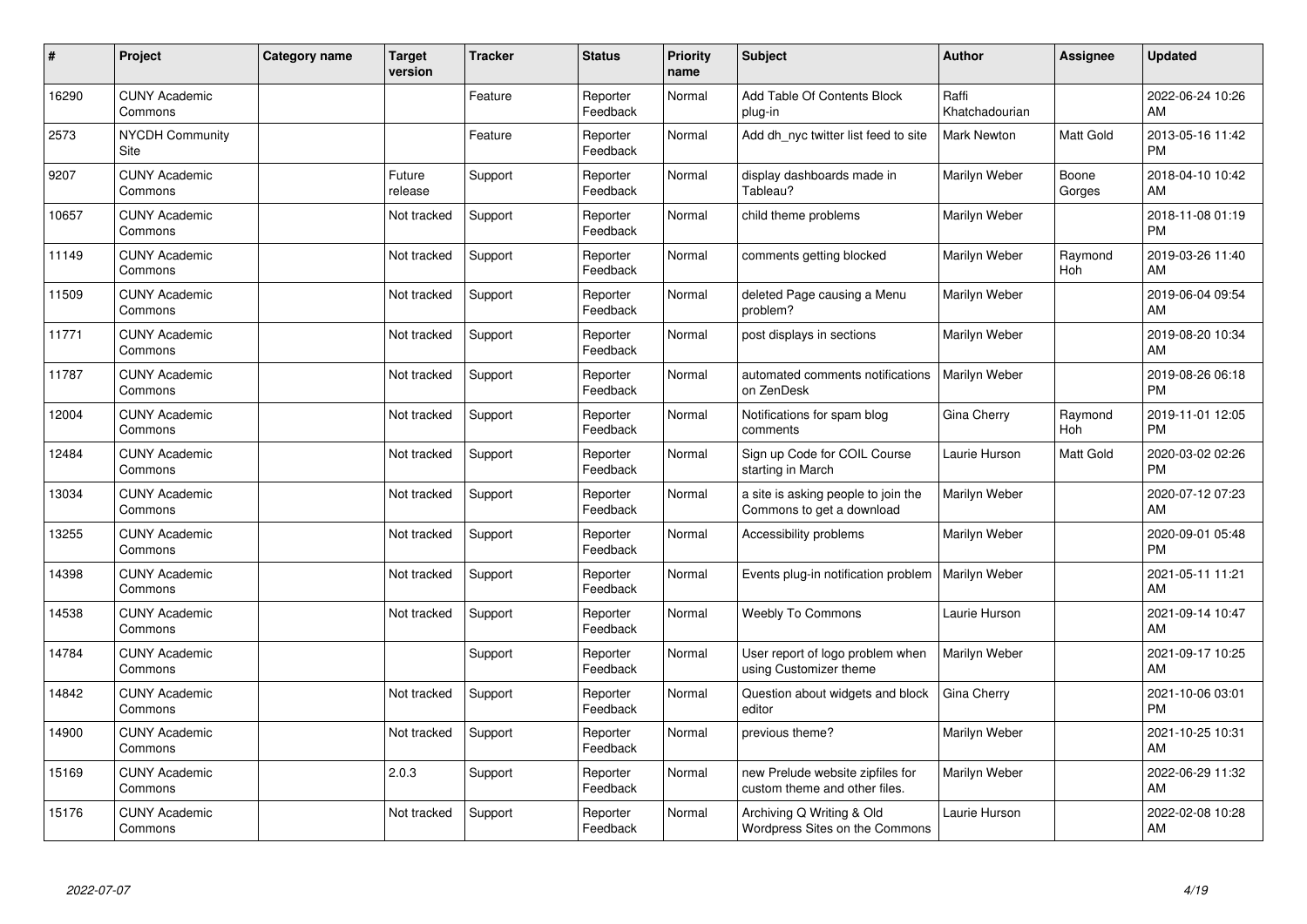| # | Project | Category name | Target version | Tracker | Status | Priority name | Subject | Author | Assignee | Updated |
|---|---|---|---|---|---|---|---|---|---|---|
| 16290 | CUNY Academic Commons | | | Feature | Reporter Feedback | Normal | Add Table Of Contents Block plug-in | Raffi Khatchadourian | | 2022-06-24 10:26 AM |
| 2573 | NYCDH Community Site | | | Feature | Reporter Feedback | Normal | Add dh_nyc twitter list feed to site | Mark Newton | Matt Gold | 2013-05-16 11:42 PM |
| 9207 | CUNY Academic Commons | | Future release | Support | Reporter Feedback | Normal | display dashboards made in Tableau? | Marilyn Weber | Boone Gorges | 2018-04-10 10:42 AM |
| 10657 | CUNY Academic Commons | | Not tracked | Support | Reporter Feedback | Normal | child theme problems | Marilyn Weber | | 2018-11-08 01:19 PM |
| 11149 | CUNY Academic Commons | | Not tracked | Support | Reporter Feedback | Normal | comments getting blocked | Marilyn Weber | Raymond Hoh | 2019-03-26 11:40 AM |
| 11509 | CUNY Academic Commons | | Not tracked | Support | Reporter Feedback | Normal | deleted Page causing a Menu problem? | Marilyn Weber | | 2019-06-04 09:54 AM |
| 11771 | CUNY Academic Commons | | Not tracked | Support | Reporter Feedback | Normal | post displays in sections | Marilyn Weber | | 2019-08-20 10:34 AM |
| 11787 | CUNY Academic Commons | | Not tracked | Support | Reporter Feedback | Normal | automated comments notifications on ZenDesk | Marilyn Weber | | 2019-08-26 06:18 PM |
| 12004 | CUNY Academic Commons | | Not tracked | Support | Reporter Feedback | Normal | Notifications for spam blog comments | Gina Cherry | Raymond Hoh | 2019-11-01 12:05 PM |
| 12484 | CUNY Academic Commons | | Not tracked | Support | Reporter Feedback | Normal | Sign up Code for COIL Course starting in March | Laurie Hurson | Matt Gold | 2020-03-02 02:26 PM |
| 13034 | CUNY Academic Commons | | Not tracked | Support | Reporter Feedback | Normal | a site is asking people to join the Commons to get a download | Marilyn Weber | | 2020-07-12 07:23 AM |
| 13255 | CUNY Academic Commons | | Not tracked | Support | Reporter Feedback | Normal | Accessibility problems | Marilyn Weber | | 2020-09-01 05:48 PM |
| 14398 | CUNY Academic Commons | | Not tracked | Support | Reporter Feedback | Normal | Events plug-in notification problem | Marilyn Weber | | 2021-05-11 11:21 AM |
| 14538 | CUNY Academic Commons | | Not tracked | Support | Reporter Feedback | Normal | Weebly To Commons | Laurie Hurson | | 2021-09-14 10:47 AM |
| 14784 | CUNY Academic Commons | | | Support | Reporter Feedback | Normal | User report of logo problem when using Customizer theme | Marilyn Weber | | 2021-09-17 10:25 AM |
| 14842 | CUNY Academic Commons | | Not tracked | Support | Reporter Feedback | Normal | Question about widgets and block editor | Gina Cherry | | 2021-10-06 03:01 PM |
| 14900 | CUNY Academic Commons | | Not tracked | Support | Reporter Feedback | Normal | previous theme? | Marilyn Weber | | 2021-10-25 10:31 AM |
| 15169 | CUNY Academic Commons | | 2.0.3 | Support | Reporter Feedback | Normal | new Prelude website zipfiles for custom theme and other files. | Marilyn Weber | | 2022-06-29 11:32 AM |
| 15176 | CUNY Academic Commons | | Not tracked | Support | Reporter Feedback | Normal | Archiving Q Writing & Old Wordpress Sites on the Commons | Laurie Hurson | | 2022-02-08 10:28 AM |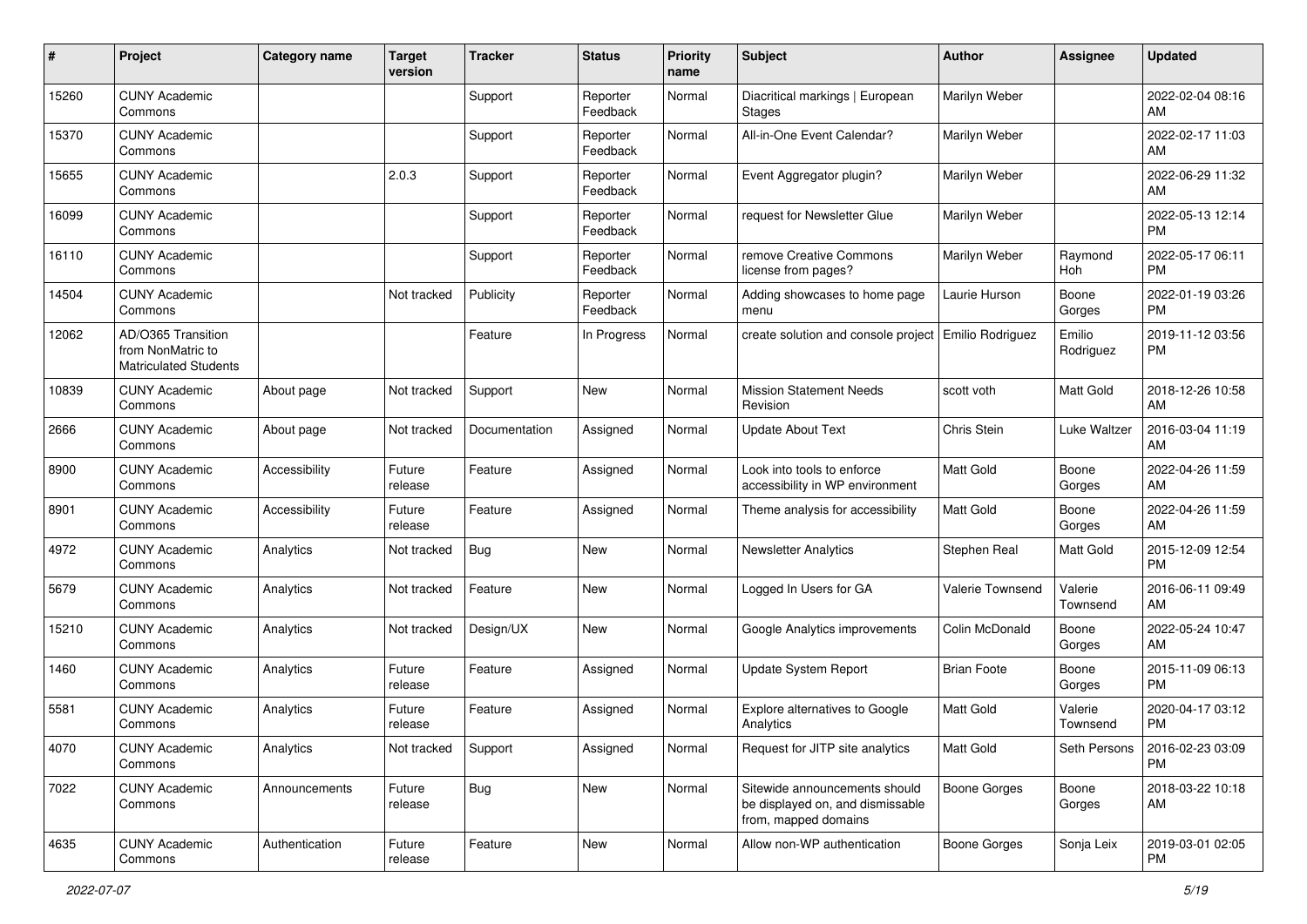| # | Project | Category name | Target version | Tracker | Status | Priority name | Subject | Author | Assignee | Updated |
|---|---|---|---|---|---|---|---|---|---|---|
| 15260 | CUNY Academic Commons | | | Support | Reporter Feedback | Normal | Diacritical markings \| European Stages | Marilyn Weber | | 2022-02-04 08:16 AM |
| 15370 | CUNY Academic Commons | | | Support | Reporter Feedback | Normal | All-in-One Event Calendar? | Marilyn Weber | | 2022-02-17 11:03 AM |
| 15655 | CUNY Academic Commons | | 2.0.3 | Support | Reporter Feedback | Normal | Event Aggregator plugin? | Marilyn Weber | | 2022-06-29 11:32 AM |
| 16099 | CUNY Academic Commons | | | Support | Reporter Feedback | Normal | request for Newsletter Glue | Marilyn Weber | | 2022-05-13 12:14 PM |
| 16110 | CUNY Academic Commons | | | Support | Reporter Feedback | Normal | remove Creative Commons license from pages? | Marilyn Weber | Raymond Hoh | 2022-05-17 06:11 PM |
| 14504 | CUNY Academic Commons | | Not tracked | Publicity | Reporter Feedback | Normal | Adding showcases to home page menu | Laurie Hurson | Boone Gorges | 2022-01-19 03:26 PM |
| 12062 | AD/O365 Transition from NonMatric to Matriculated Students | | | Feature | In Progress | Normal | create solution and console project | Emilio Rodriguez | Emilio Rodriguez | 2019-11-12 03:56 PM |
| 10839 | CUNY Academic Commons | About page | Not tracked | Support | New | Normal | Mission Statement Needs Revision | scott voth | Matt Gold | 2018-12-26 10:58 AM |
| 2666 | CUNY Academic Commons | About page | Not tracked | Documentation | Assigned | Normal | Update About Text | Chris Stein | Luke Waltzer | 2016-03-04 11:19 AM |
| 8900 | CUNY Academic Commons | Accessibility | Future release | Feature | Assigned | Normal | Look into tools to enforce accessibility in WP environment | Matt Gold | Boone Gorges | 2022-04-26 11:59 AM |
| 8901 | CUNY Academic Commons | Accessibility | Future release | Feature | Assigned | Normal | Theme analysis for accessibility | Matt Gold | Boone Gorges | 2022-04-26 11:59 AM |
| 4972 | CUNY Academic Commons | Analytics | Not tracked | Bug | New | Normal | Newsletter Analytics | Stephen Real | Matt Gold | 2015-12-09 12:54 PM |
| 5679 | CUNY Academic Commons | Analytics | Not tracked | Feature | New | Normal | Logged In Users for GA | Valerie Townsend | Valerie Townsend | 2016-06-11 09:49 AM |
| 15210 | CUNY Academic Commons | Analytics | Not tracked | Design/UX | New | Normal | Google Analytics improvements | Colin McDonald | Boone Gorges | 2022-05-24 10:47 AM |
| 1460 | CUNY Academic Commons | Analytics | Future release | Feature | Assigned | Normal | Update System Report | Brian Foote | Boone Gorges | 2015-11-09 06:13 PM |
| 5581 | CUNY Academic Commons | Analytics | Future release | Feature | Assigned | Normal | Explore alternatives to Google Analytics | Matt Gold | Valerie Townsend | 2020-04-17 03:12 PM |
| 4070 | CUNY Academic Commons | Analytics | Not tracked | Support | Assigned | Normal | Request for JITP site analytics | Matt Gold | Seth Persons | 2016-02-23 03:09 PM |
| 7022 | CUNY Academic Commons | Announcements | Future release | Bug | New | Normal | Sitewide announcements should be displayed on, and dismissable from, mapped domains | Boone Gorges | Boone Gorges | 2018-03-22 10:18 AM |
| 4635 | CUNY Academic Commons | Authentication | Future release | Feature | New | Normal | Allow non-WP authentication | Boone Gorges | Sonja Leix | 2019-03-01 02:05 PM |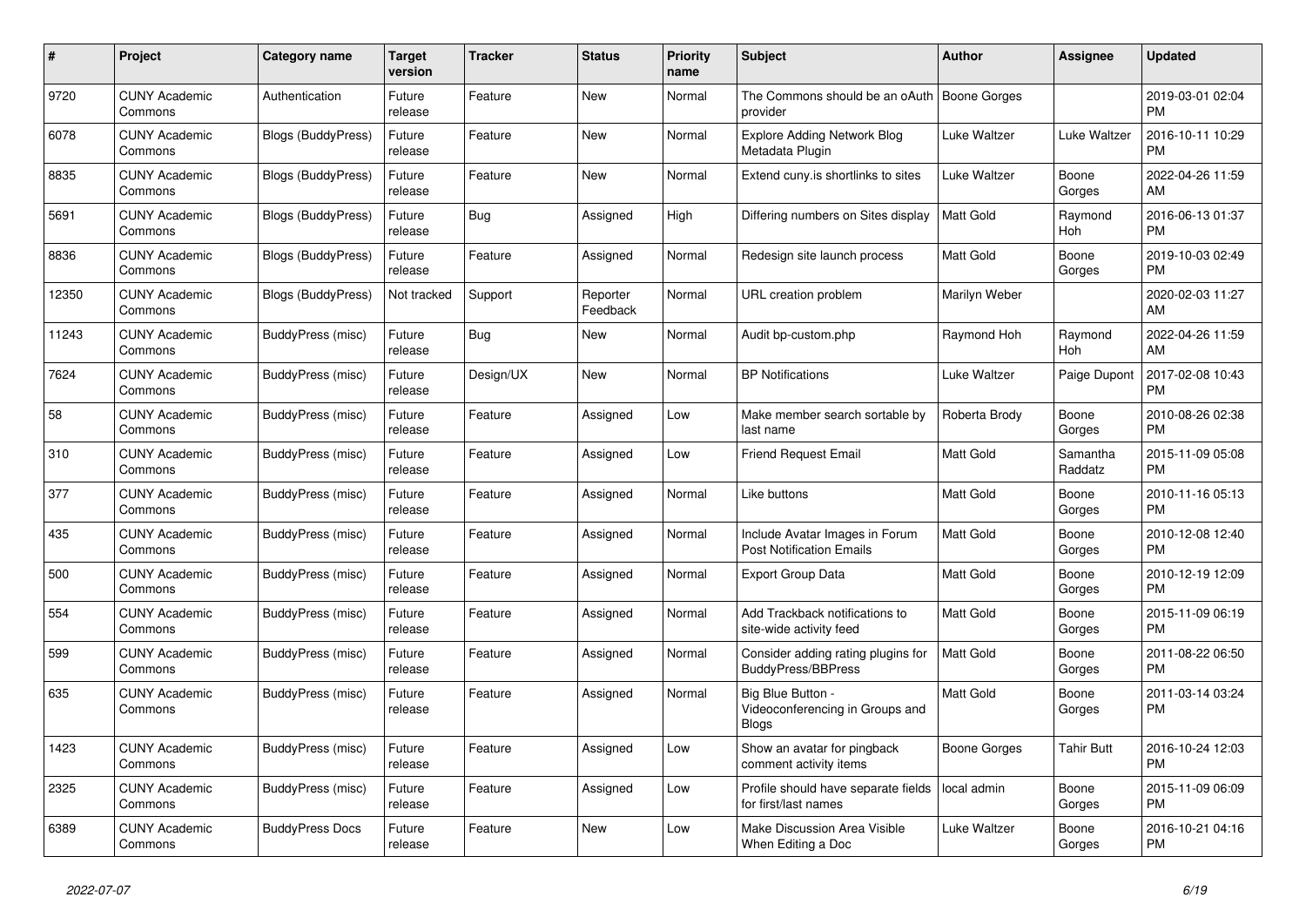| # | Project | Category name | Target version | Tracker | Status | Priority name | Subject | Author | Assignee | Updated |
|---|---|---|---|---|---|---|---|---|---|---|
| 9720 | CUNY Academic Commons | Authentication | Future release | Feature | New | Normal | The Commons should be an oAuth provider | Boone Gorges | | 2019-03-01 02:04 PM |
| 6078 | CUNY Academic Commons | Blogs (BuddyPress) | Future release | Feature | New | Normal | Explore Adding Network Blog Metadata Plugin | Luke Waltzer | Luke Waltzer | 2016-10-11 10:29 PM |
| 8835 | CUNY Academic Commons | Blogs (BuddyPress) | Future release | Feature | New | Normal | Extend cuny.is shortlinks to sites | Luke Waltzer | Boone Gorges | 2022-04-26 11:59 AM |
| 5691 | CUNY Academic Commons | Blogs (BuddyPress) | Future release | Bug | Assigned | High | Differing numbers on Sites display | Matt Gold | Raymond Hoh | 2016-06-13 01:37 PM |
| 8836 | CUNY Academic Commons | Blogs (BuddyPress) | Future release | Feature | Assigned | Normal | Redesign site launch process | Matt Gold | Boone Gorges | 2019-10-03 02:49 PM |
| 12350 | CUNY Academic Commons | Blogs (BuddyPress) | Not tracked | Support | Reporter Feedback | Normal | URL creation problem | Marilyn Weber | | 2020-02-03 11:27 AM |
| 11243 | CUNY Academic Commons | BuddyPress (misc) | Future release | Bug | New | Normal | Audit bp-custom.php | Raymond Hoh | Raymond Hoh | 2022-04-26 11:59 AM |
| 7624 | CUNY Academic Commons | BuddyPress (misc) | Future release | Design/UX | New | Normal | BP Notifications | Luke Waltzer | Paige Dupont | 2017-02-08 10:43 PM |
| 58 | CUNY Academic Commons | BuddyPress (misc) | Future release | Feature | Assigned | Low | Make member search sortable by last name | Roberta Brody | Boone Gorges | 2010-08-26 02:38 PM |
| 310 | CUNY Academic Commons | BuddyPress (misc) | Future release | Feature | Assigned | Low | Friend Request Email | Matt Gold | Samantha Raddatz | 2015-11-09 05:08 PM |
| 377 | CUNY Academic Commons | BuddyPress (misc) | Future release | Feature | Assigned | Normal | Like buttons | Matt Gold | Boone Gorges | 2010-11-16 05:13 PM |
| 435 | CUNY Academic Commons | BuddyPress (misc) | Future release | Feature | Assigned | Normal | Include Avatar Images in Forum Post Notification Emails | Matt Gold | Boone Gorges | 2010-12-08 12:40 PM |
| 500 | CUNY Academic Commons | BuddyPress (misc) | Future release | Feature | Assigned | Normal | Export Group Data | Matt Gold | Boone Gorges | 2010-12-19 12:09 PM |
| 554 | CUNY Academic Commons | BuddyPress (misc) | Future release | Feature | Assigned | Normal | Add Trackback notifications to site-wide activity feed | Matt Gold | Boone Gorges | 2015-11-09 06:19 PM |
| 599 | CUNY Academic Commons | BuddyPress (misc) | Future release | Feature | Assigned | Normal | Consider adding rating plugins for BuddyPress/BBPress | Matt Gold | Boone Gorges | 2011-08-22 06:50 PM |
| 635 | CUNY Academic Commons | BuddyPress (misc) | Future release | Feature | Assigned | Normal | Big Blue Button - Videoconferencing in Groups and Blogs | Matt Gold | Boone Gorges | 2011-03-14 03:24 PM |
| 1423 | CUNY Academic Commons | BuddyPress (misc) | Future release | Feature | Assigned | Low | Show an avatar for pingback comment activity items | Boone Gorges | Tahir Butt | 2016-10-24 12:03 PM |
| 2325 | CUNY Academic Commons | BuddyPress (misc) | Future release | Feature | Assigned | Low | Profile should have separate fields for first/last names | local admin | Boone Gorges | 2015-11-09 06:09 PM |
| 6389 | CUNY Academic Commons | BuddyPress Docs | Future release | Feature | New | Low | Make Discussion Area Visible When Editing a Doc | Luke Waltzer | Boone Gorges | 2016-10-21 04:16 PM |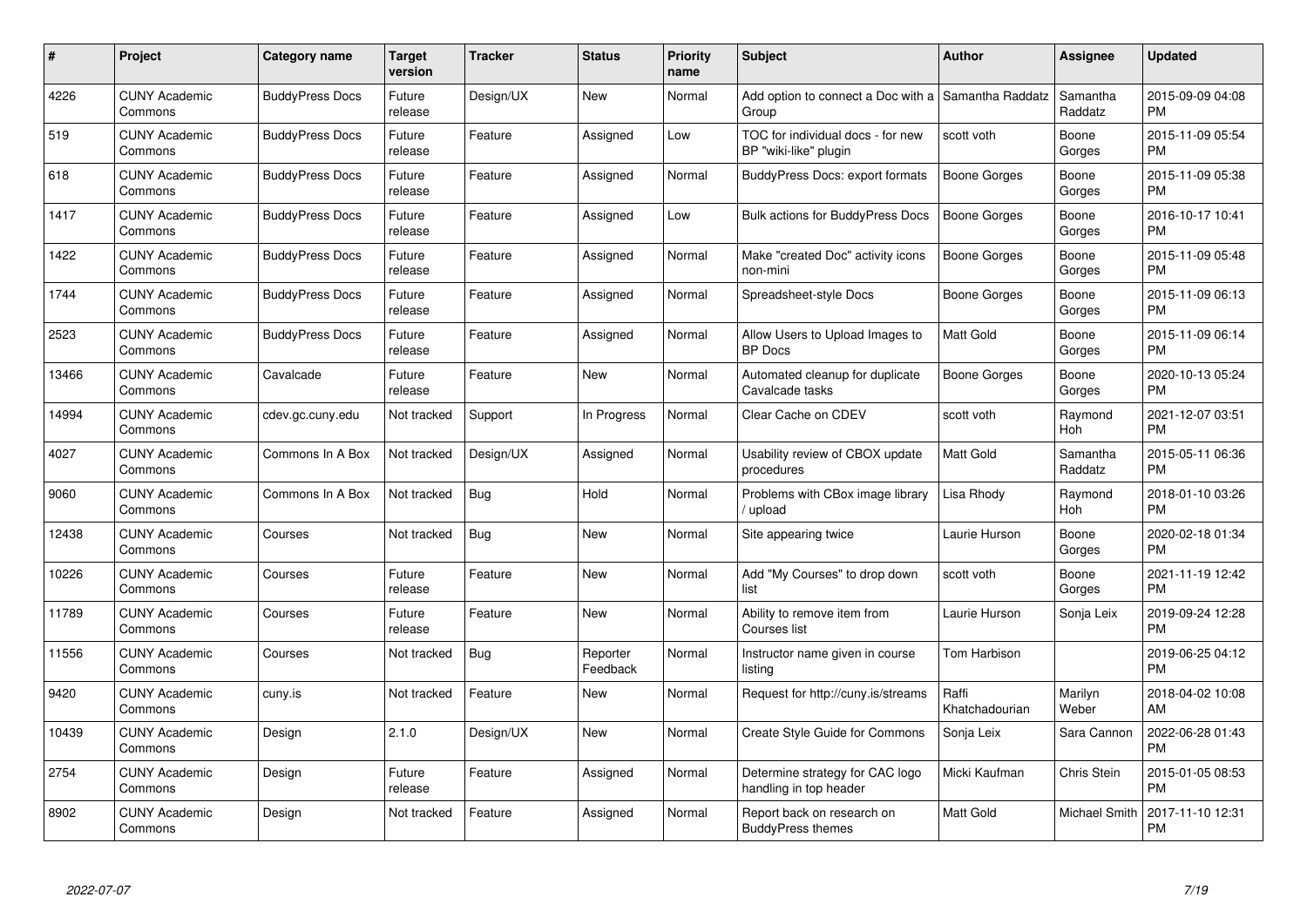| # | Project | Category name | Target version | Tracker | Status | Priority name | Subject | Author | Assignee | Updated |
|---|---|---|---|---|---|---|---|---|---|---|
| 4226 | CUNY Academic Commons | BuddyPress Docs | Future release | Design/UX | New | Normal | Add option to connect a Doc with a Group | Samantha Raddatz | Samantha Raddatz | 2015-09-09 04:08 PM |
| 519 | CUNY Academic Commons | BuddyPress Docs | Future release | Feature | Assigned | Low | TOC for individual docs - for new BP "wiki-like" plugin | scott voth | Boone Gorges | 2015-11-09 05:54 PM |
| 618 | CUNY Academic Commons | BuddyPress Docs | Future release | Feature | Assigned | Normal | BuddyPress Docs: export formats | Boone Gorges | Boone Gorges | 2015-11-09 05:38 PM |
| 1417 | CUNY Academic Commons | BuddyPress Docs | Future release | Feature | Assigned | Low | Bulk actions for BuddyPress Docs | Boone Gorges | Boone Gorges | 2016-10-17 10:41 PM |
| 1422 | CUNY Academic Commons | BuddyPress Docs | Future release | Feature | Assigned | Normal | Make "created Doc" activity icons non-mini | Boone Gorges | Boone Gorges | 2015-11-09 05:48 PM |
| 1744 | CUNY Academic Commons | BuddyPress Docs | Future release | Feature | Assigned | Normal | Spreadsheet-style Docs | Boone Gorges | Boone Gorges | 2015-11-09 06:13 PM |
| 2523 | CUNY Academic Commons | BuddyPress Docs | Future release | Feature | Assigned | Normal | Allow Users to Upload Images to BP Docs | Matt Gold | Boone Gorges | 2015-11-09 06:14 PM |
| 13466 | CUNY Academic Commons | Cavalcade | Future release | Feature | New | Normal | Automated cleanup for duplicate Cavalcade tasks | Boone Gorges | Boone Gorges | 2020-10-13 05:24 PM |
| 14994 | CUNY Academic Commons | cdev.gc.cuny.edu | Not tracked | Support | In Progress | Normal | Clear Cache on CDEV | scott voth | Raymond Hoh | 2021-12-07 03:51 PM |
| 4027 | CUNY Academic Commons | Commons In A Box | Not tracked | Design/UX | Assigned | Normal | Usability review of CBOX update procedures | Matt Gold | Samantha Raddatz | 2015-05-11 06:36 PM |
| 9060 | CUNY Academic Commons | Commons In A Box | Not tracked | Bug | Hold | Normal | Problems with CBox image library / upload | Lisa Rhody | Raymond Hoh | 2018-01-10 03:26 PM |
| 12438 | CUNY Academic Commons | Courses | Not tracked | Bug | New | Normal | Site appearing twice | Laurie Hurson | Boone Gorges | 2020-02-18 01:34 PM |
| 10226 | CUNY Academic Commons | Courses | Future release | Feature | New | Normal | Add "My Courses" to drop down list | scott voth | Boone Gorges | 2021-11-19 12:42 PM |
| 11789 | CUNY Academic Commons | Courses | Future release | Feature | New | Normal | Ability to remove item from Courses list | Laurie Hurson | Sonja Leix | 2019-09-24 12:28 PM |
| 11556 | CUNY Academic Commons | Courses | Not tracked | Bug | Reporter Feedback | Normal | Instructor name given in course listing | Tom Harbison | | 2019-06-25 04:12 PM |
| 9420 | CUNY Academic Commons | cuny.is | Not tracked | Feature | New | Normal | Request for http://cuny.is/streams | Raffi Khatchadourian | Marilyn Weber | 2018-04-02 10:08 AM |
| 10439 | CUNY Academic Commons | Design | 2.1.0 | Design/UX | New | Normal | Create Style Guide for Commons | Sonja Leix | Sara Cannon | 2022-06-28 01:43 PM |
| 2754 | CUNY Academic Commons | Design | Future release | Feature | Assigned | Normal | Determine strategy for CAC logo handling in top header | Micki Kaufman | Chris Stein | 2015-01-05 08:53 PM |
| 8902 | CUNY Academic Commons | Design | Not tracked | Feature | Assigned | Normal | Report back on research on BuddyPress themes | Matt Gold | Michael Smith | 2017-11-10 12:31 PM |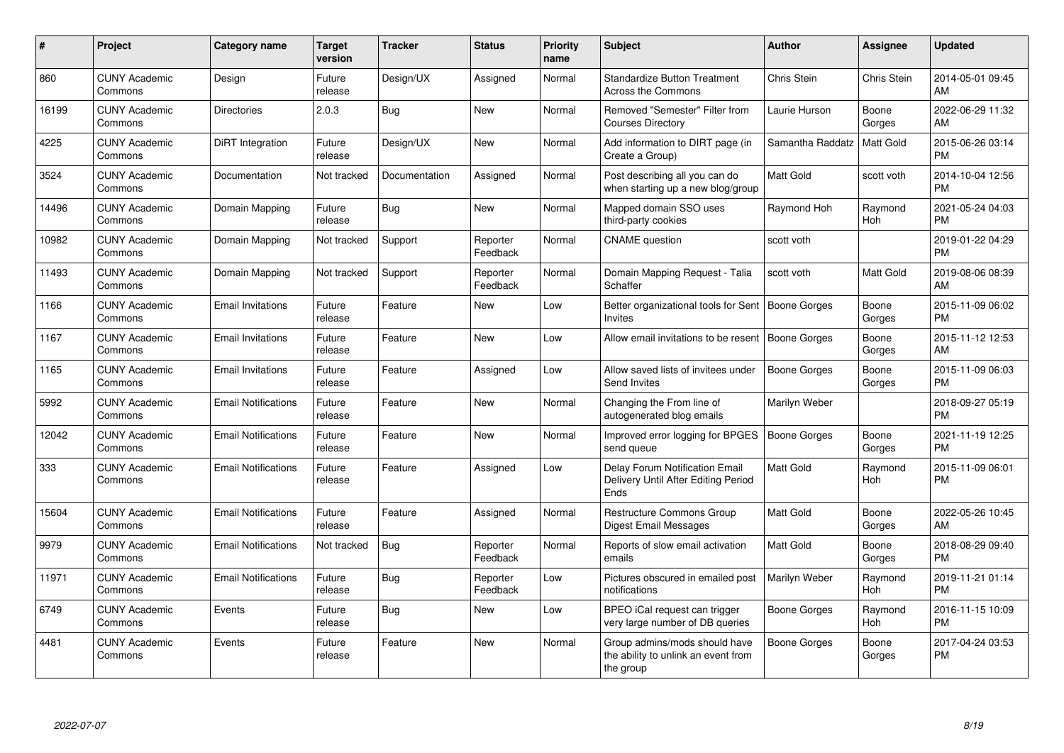| # | Project | Category name | Target version | Tracker | Status | Priority name | Subject | Author | Assignee | Updated |
|---|---|---|---|---|---|---|---|---|---|---|
| 860 | CUNY Academic Commons | Design | Future release | Design/UX | Assigned | Normal | Standardize Button Treatment Across the Commons | Chris Stein | Chris Stein | 2014-05-01 09:45 AM |
| 16199 | CUNY Academic Commons | Directories | 2.0.3 | Bug | New | Normal | Removed "Semester" Filter from Courses Directory | Laurie Hurson | Boone Gorges | 2022-06-29 11:32 AM |
| 4225 | CUNY Academic Commons | DiRT Integration | Future release | Design/UX | New | Normal | Add information to DIRT page (in Create a Group) | Samantha Raddatz | Matt Gold | 2015-06-26 03:14 PM |
| 3524 | CUNY Academic Commons | Documentation | Not tracked | Documentation | Assigned | Normal | Post describing all you can do when starting up a new blog/group | Matt Gold | scott voth | 2014-10-04 12:56 PM |
| 14496 | CUNY Academic Commons | Domain Mapping | Future release | Bug | New | Normal | Mapped domain SSO uses third-party cookies | Raymond Hoh | Raymond Hoh | 2021-05-24 04:03 PM |
| 10982 | CUNY Academic Commons | Domain Mapping | Not tracked | Support | Reporter Feedback | Normal | CNAME question | scott voth | | 2019-01-22 04:29 PM |
| 11493 | CUNY Academic Commons | Domain Mapping | Not tracked | Support | Reporter Feedback | Normal | Domain Mapping Request - Talia Schaffer | scott voth | Matt Gold | 2019-08-06 08:39 AM |
| 1166 | CUNY Academic Commons | Email Invitations | Future release | Feature | New | Low | Better organizational tools for Sent Invites | Boone Gorges | Boone Gorges | 2015-11-09 06:02 PM |
| 1167 | CUNY Academic Commons | Email Invitations | Future release | Feature | New | Low | Allow email invitations to be resent | Boone Gorges | Boone Gorges | 2015-11-12 12:53 AM |
| 1165 | CUNY Academic Commons | Email Invitations | Future release | Feature | Assigned | Low | Allow saved lists of invitees under Send Invites | Boone Gorges | Boone Gorges | 2015-11-09 06:03 PM |
| 5992 | CUNY Academic Commons | Email Notifications | Future release | Feature | New | Normal | Changing the From line of autogenerated blog emails | Marilyn Weber | | 2018-09-27 05:19 PM |
| 12042 | CUNY Academic Commons | Email Notifications | Future release | Feature | New | Normal | Improved error logging for BPGES send queue | Boone Gorges | Boone Gorges | 2021-11-19 12:25 PM |
| 333 | CUNY Academic Commons | Email Notifications | Future release | Feature | Assigned | Low | Delay Forum Notification Email Delivery Until After Editing Period Ends | Matt Gold | Raymond Hoh | 2015-11-09 06:01 PM |
| 15604 | CUNY Academic Commons | Email Notifications | Future release | Feature | Assigned | Normal | Restructure Commons Group Digest Email Messages | Matt Gold | Boone Gorges | 2022-05-26 10:45 AM |
| 9979 | CUNY Academic Commons | Email Notifications | Not tracked | Bug | Reporter Feedback | Normal | Reports of slow email activation emails | Matt Gold | Boone Gorges | 2018-08-29 09:40 PM |
| 11971 | CUNY Academic Commons | Email Notifications | Future release | Bug | Reporter Feedback | Low | Pictures obscured in emailed post notifications | Marilyn Weber | Raymond Hoh | 2019-11-21 01:14 PM |
| 6749 | CUNY Academic Commons | Events | Future release | Bug | New | Low | BPEO iCal request can trigger very large number of DB queries | Boone Gorges | Raymond Hoh | 2016-11-15 10:09 PM |
| 4481 | CUNY Academic Commons | Events | Future release | Feature | New | Normal | Group admins/mods should have the ability to unlink an event from the group | Boone Gorges | Boone Gorges | 2017-04-24 03:53 PM |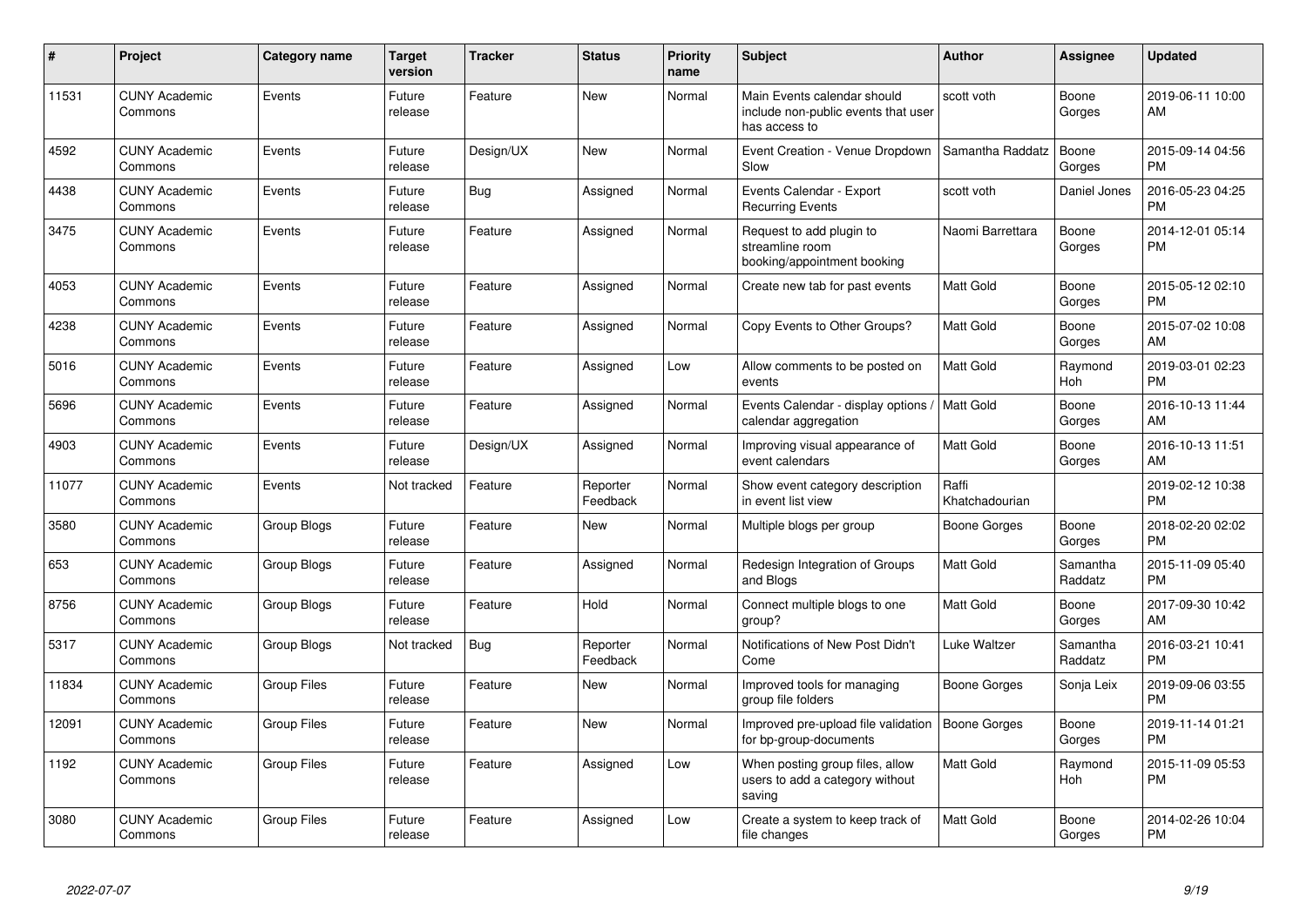| # | Project | Category name | Target version | Tracker | Status | Priority name | Subject | Author | Assignee | Updated |
|---|---|---|---|---|---|---|---|---|---|---|
| 11531 | CUNY Academic Commons | Events | Future release | Feature | New | Normal | Main Events calendar should include non-public events that user has access to | scott voth | Boone Gorges | 2019-06-11 10:00 AM |
| 4592 | CUNY Academic Commons | Events | Future release | Design/UX | New | Normal | Event Creation - Venue Dropdown Slow | Samantha Raddatz | Boone Gorges | 2015-09-14 04:56 PM |
| 4438 | CUNY Academic Commons | Events | Future release | Bug | Assigned | Normal | Events Calendar - Export Recurring Events | scott voth | Daniel Jones | 2016-05-23 04:25 PM |
| 3475 | CUNY Academic Commons | Events | Future release | Feature | Assigned | Normal | Request to add plugin to streamline room booking/appointment booking | Naomi Barrettara | Boone Gorges | 2014-12-01 05:14 PM |
| 4053 | CUNY Academic Commons | Events | Future release | Feature | Assigned | Normal | Create new tab for past events | Matt Gold | Boone Gorges | 2015-05-12 02:10 PM |
| 4238 | CUNY Academic Commons | Events | Future release | Feature | Assigned | Normal | Copy Events to Other Groups? | Matt Gold | Boone Gorges | 2015-07-02 10:08 AM |
| 5016 | CUNY Academic Commons | Events | Future release | Feature | Assigned | Low | Allow comments to be posted on events | Matt Gold | Raymond Hoh | 2019-03-01 02:23 PM |
| 5696 | CUNY Academic Commons | Events | Future release | Feature | Assigned | Normal | Events Calendar - display options / calendar aggregation | Matt Gold | Boone Gorges | 2016-10-13 11:44 AM |
| 4903 | CUNY Academic Commons | Events | Future release | Design/UX | Assigned | Normal | Improving visual appearance of event calendars | Matt Gold | Boone Gorges | 2016-10-13 11:51 AM |
| 11077 | CUNY Academic Commons | Events | Not tracked | Feature | Reporter Feedback | Normal | Show event category description in event list view | Raffi Khatchadourian | | 2019-02-12 10:38 PM |
| 3580 | CUNY Academic Commons | Group Blogs | Future release | Feature | New | Normal | Multiple blogs per group | Boone Gorges | Boone Gorges | 2018-02-20 02:02 PM |
| 653 | CUNY Academic Commons | Group Blogs | Future release | Feature | Assigned | Normal | Redesign Integration of Groups and Blogs | Matt Gold | Samantha Raddatz | 2015-11-09 05:40 PM |
| 8756 | CUNY Academic Commons | Group Blogs | Future release | Feature | Hold | Normal | Connect multiple blogs to one group? | Matt Gold | Boone Gorges | 2017-09-30 10:42 AM |
| 5317 | CUNY Academic Commons | Group Blogs | Not tracked | Bug | Reporter Feedback | Normal | Notifications of New Post Didn't Come | Luke Waltzer | Samantha Raddatz | 2016-03-21 10:41 PM |
| 11834 | CUNY Academic Commons | Group Files | Future release | Feature | New | Normal | Improved tools for managing group file folders | Boone Gorges | Sonja Leix | 2019-09-06 03:55 PM |
| 12091 | CUNY Academic Commons | Group Files | Future release | Feature | New | Normal | Improved pre-upload file validation for bp-group-documents | Boone Gorges | Boone Gorges | 2019-11-14 01:21 PM |
| 1192 | CUNY Academic Commons | Group Files | Future release | Feature | Assigned | Low | When posting group files, allow users to add a category without saving | Matt Gold | Raymond Hoh | 2015-11-09 05:53 PM |
| 3080 | CUNY Academic Commons | Group Files | Future release | Feature | Assigned | Low | Create a system to keep track of file changes | Matt Gold | Boone Gorges | 2014-02-26 10:04 PM |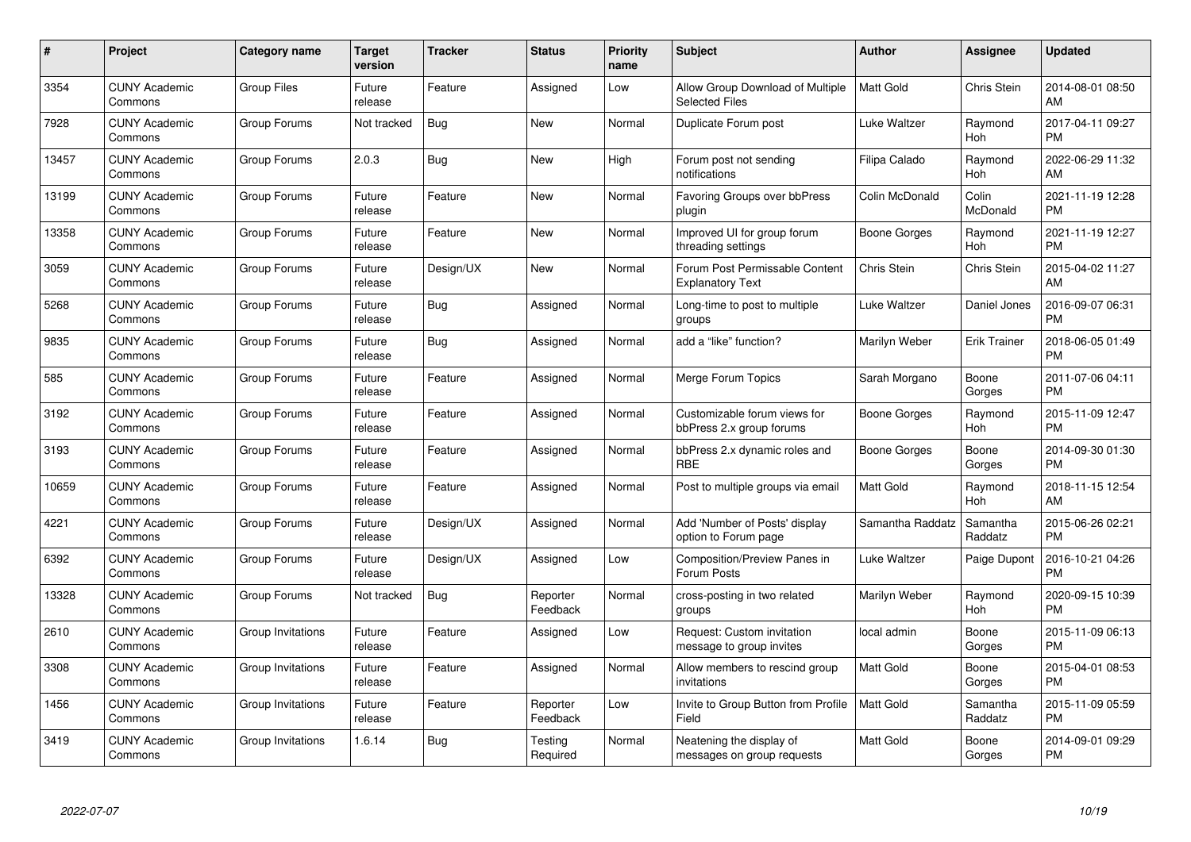| # | Project | Category name | Target version | Tracker | Status | Priority name | Subject | Author | Assignee | Updated |
|---|---|---|---|---|---|---|---|---|---|---|
| 3354 | CUNY Academic Commons | Group Files | Future release | Feature | Assigned | Low | Allow Group Download of Multiple Selected Files | Matt Gold | Chris Stein | 2014-08-01 08:50 AM |
| 7928 | CUNY Academic Commons | Group Forums | Not tracked | Bug | New | Normal | Duplicate Forum post | Luke Waltzer | Raymond Hoh | 2017-04-11 09:27 PM |
| 13457 | CUNY Academic Commons | Group Forums | 2.0.3 | Bug | New | High | Forum post not sending notifications | Filipa Calado | Raymond Hoh | 2022-06-29 11:32 AM |
| 13199 | CUNY Academic Commons | Group Forums | Future release | Feature | New | Normal | Favoring Groups over bbPress plugin | Colin McDonald | Colin McDonald | 2021-11-19 12:28 PM |
| 13358 | CUNY Academic Commons | Group Forums | Future release | Feature | New | Normal | Improved UI for group forum threading settings | Boone Gorges | Raymond Hoh | 2021-11-19 12:27 PM |
| 3059 | CUNY Academic Commons | Group Forums | Future release | Design/UX | New | Normal | Forum Post Permissable Content Explanatory Text | Chris Stein | Chris Stein | 2015-04-02 11:27 AM |
| 5268 | CUNY Academic Commons | Group Forums | Future release | Bug | Assigned | Normal | Long-time to post to multiple groups | Luke Waltzer | Daniel Jones | 2016-09-07 06:31 PM |
| 9835 | CUNY Academic Commons | Group Forums | Future release | Bug | Assigned | Normal | add a "like" function? | Marilyn Weber | Erik Trainer | 2018-06-05 01:49 PM |
| 585 | CUNY Academic Commons | Group Forums | Future release | Feature | Assigned | Normal | Merge Forum Topics | Sarah Morgano | Boone Gorges | 2011-07-06 04:11 PM |
| 3192 | CUNY Academic Commons | Group Forums | Future release | Feature | Assigned | Normal | Customizable forum views for bbPress 2.x group forums | Boone Gorges | Raymond Hoh | 2015-11-09 12:47 PM |
| 3193 | CUNY Academic Commons | Group Forums | Future release | Feature | Assigned | Normal | bbPress 2.x dynamic roles and RBE | Boone Gorges | Boone Gorges | 2014-09-30 01:30 PM |
| 10659 | CUNY Academic Commons | Group Forums | Future release | Feature | Assigned | Normal | Post to multiple groups via email | Matt Gold | Raymond Hoh | 2018-11-15 12:54 AM |
| 4221 | CUNY Academic Commons | Group Forums | Future release | Design/UX | Assigned | Normal | Add 'Number of Posts' display option to Forum page | Samantha Raddatz | Samantha Raddatz | 2015-06-26 02:21 PM |
| 6392 | CUNY Academic Commons | Group Forums | Future release | Design/UX | Assigned | Low | Composition/Preview Panes in Forum Posts | Luke Waltzer | Paige Dupont | 2016-10-21 04:26 PM |
| 13328 | CUNY Academic Commons | Group Forums | Not tracked | Bug | Reporter Feedback | Normal | cross-posting in two related groups | Marilyn Weber | Raymond Hoh | 2020-09-15 10:39 PM |
| 2610 | CUNY Academic Commons | Group Invitations | Future release | Feature | Assigned | Low | Request: Custom invitation message to group invites | local admin | Boone Gorges | 2015-11-09 06:13 PM |
| 3308 | CUNY Academic Commons | Group Invitations | Future release | Feature | Assigned | Normal | Allow members to rescind group invitations | Matt Gold | Boone Gorges | 2015-04-01 08:53 PM |
| 1456 | CUNY Academic Commons | Group Invitations | Future release | Feature | Reporter Feedback | Low | Invite to Group Button from Profile Field | Matt Gold | Samantha Raddatz | 2015-11-09 05:59 PM |
| 3419 | CUNY Academic Commons | Group Invitations | 1.6.14 | Bug | Testing Required | Normal | Neatening the display of messages on group requests | Matt Gold | Boone Gorges | 2014-09-01 09:29 PM |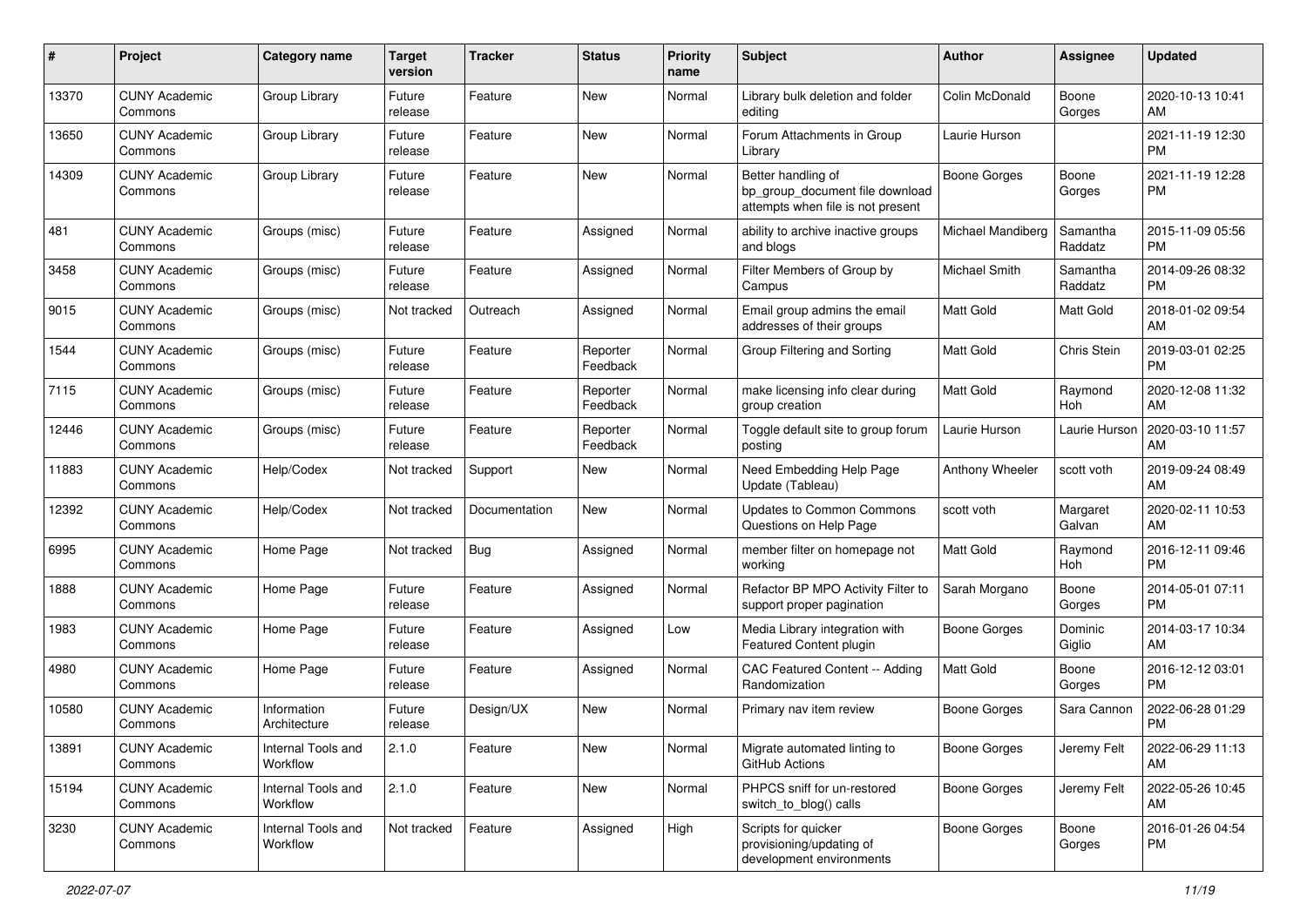| # | Project | Category name | Target version | Tracker | Status | Priority name | Subject | Author | Assignee | Updated |
|---|---|---|---|---|---|---|---|---|---|---|
| 13370 | CUNY Academic Commons | Group Library | Future release | Feature | New | Normal | Library bulk deletion and folder editing | Colin McDonald | Boone Gorges | 2020-10-13 10:41 AM |
| 13650 | CUNY Academic Commons | Group Library | Future release | Feature | New | Normal | Forum Attachments in Group Library | Laurie Hurson | | 2021-11-19 12:30 PM |
| 14309 | CUNY Academic Commons | Group Library | Future release | Feature | New | Normal | Better handling of bp_group_document file download attempts when file is not present | Boone Gorges | Boone Gorges | 2021-11-19 12:28 PM |
| 481 | CUNY Academic Commons | Groups (misc) | Future release | Feature | Assigned | Normal | ability to archive inactive groups and blogs | Michael Mandiberg | Samantha Raddatz | 2015-11-09 05:56 PM |
| 3458 | CUNY Academic Commons | Groups (misc) | Future release | Feature | Assigned | Normal | Filter Members of Group by Campus | Michael Smith | Samantha Raddatz | 2014-09-26 08:32 PM |
| 9015 | CUNY Academic Commons | Groups (misc) | Not tracked | Outreach | Assigned | Normal | Email group admins the email addresses of their groups | Matt Gold | Matt Gold | 2018-01-02 09:54 AM |
| 1544 | CUNY Academic Commons | Groups (misc) | Future release | Feature | Reporter Feedback | Normal | Group Filtering and Sorting | Matt Gold | Chris Stein | 2019-03-01 02:25 PM |
| 7115 | CUNY Academic Commons | Groups (misc) | Future release | Feature | Reporter Feedback | Normal | make licensing info clear during group creation | Matt Gold | Raymond Hoh | 2020-12-08 11:32 AM |
| 12446 | CUNY Academic Commons | Groups (misc) | Future release | Feature | Reporter Feedback | Normal | Toggle default site to group forum posting | Laurie Hurson | Laurie Hurson | 2020-03-10 11:57 AM |
| 11883 | CUNY Academic Commons | Help/Codex | Not tracked | Support | New | Normal | Need Embedding Help Page Update (Tableau) | Anthony Wheeler | scott voth | 2019-09-24 08:49 AM |
| 12392 | CUNY Academic Commons | Help/Codex | Not tracked | Documentation | New | Normal | Updates to Common Commons Questions on Help Page | scott voth | Margaret Galvan | 2020-02-11 10:53 AM |
| 6995 | CUNY Academic Commons | Home Page | Not tracked | Bug | Assigned | Normal | member filter on homepage not working | Matt Gold | Raymond Hoh | 2016-12-11 09:46 PM |
| 1888 | CUNY Academic Commons | Home Page | Future release | Feature | Assigned | Normal | Refactor BP MPO Activity Filter to support proper pagination | Sarah Morgano | Boone Gorges | 2014-05-01 07:11 PM |
| 1983 | CUNY Academic Commons | Home Page | Future release | Feature | Assigned | Low | Media Library integration with Featured Content plugin | Boone Gorges | Dominic Giglio | 2014-03-17 10:34 AM |
| 4980 | CUNY Academic Commons | Home Page | Future release | Feature | Assigned | Normal | CAC Featured Content -- Adding Randomization | Matt Gold | Boone Gorges | 2016-12-12 03:01 PM |
| 10580 | CUNY Academic Commons | Information Architecture | Future release | Design/UX | New | Normal | Primary nav item review | Boone Gorges | Sara Cannon | 2022-06-28 01:29 PM |
| 13891 | CUNY Academic Commons | Internal Tools and Workflow | 2.1.0 | Feature | New | Normal | Migrate automated linting to GitHub Actions | Boone Gorges | Jeremy Felt | 2022-06-29 11:13 AM |
| 15194 | CUNY Academic Commons | Internal Tools and Workflow | 2.1.0 | Feature | New | Normal | PHPCS sniff for un-restored switch_to_blog() calls | Boone Gorges | Jeremy Felt | 2022-05-26 10:45 AM |
| 3230 | CUNY Academic Commons | Internal Tools and Workflow | Not tracked | Feature | Assigned | High | Scripts for quicker provisioning/updating of development environments | Boone Gorges | Boone Gorges | 2016-01-26 04:54 PM |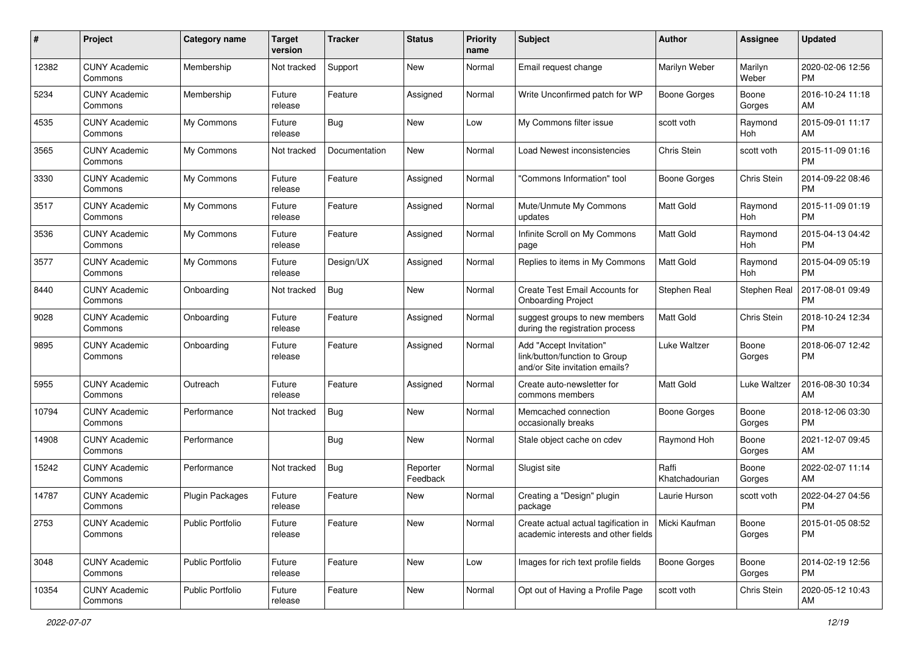| # | Project | Category name | Target version | Tracker | Status | Priority name | Subject | Author | Assignee | Updated |
|---|---|---|---|---|---|---|---|---|---|---|
| 12382 | CUNY Academic Commons | Membership | Not tracked | Support | New | Normal | Email request change | Marilyn Weber | Marilyn Weber | 2020-02-06 12:56 PM |
| 5234 | CUNY Academic Commons | Membership | Future release | Feature | Assigned | Normal | Write Unconfirmed patch for WP | Boone Gorges | Boone Gorges | 2016-10-24 11:18 AM |
| 4535 | CUNY Academic Commons | My Commons | Future release | Bug | New | Low | My Commons filter issue | scott voth | Raymond Hoh | 2015-09-01 11:17 AM |
| 3565 | CUNY Academic Commons | My Commons | Not tracked | Documentation | New | Normal | Load Newest inconsistencies | Chris Stein | scott voth | 2015-11-09 01:16 PM |
| 3330 | CUNY Academic Commons | My Commons | Future release | Feature | Assigned | Normal | "Commons Information" tool | Boone Gorges | Chris Stein | 2014-09-22 08:46 PM |
| 3517 | CUNY Academic Commons | My Commons | Future release | Feature | Assigned | Normal | Mute/Unmute My Commons updates | Matt Gold | Raymond Hoh | 2015-11-09 01:19 PM |
| 3536 | CUNY Academic Commons | My Commons | Future release | Feature | Assigned | Normal | Infinite Scroll on My Commons page | Matt Gold | Raymond Hoh | 2015-04-13 04:42 PM |
| 3577 | CUNY Academic Commons | My Commons | Future release | Design/UX | Assigned | Normal | Replies to items in My Commons | Matt Gold | Raymond Hoh | 2015-04-09 05:19 PM |
| 8440 | CUNY Academic Commons | Onboarding | Not tracked | Bug | New | Normal | Create Test Email Accounts for Onboarding Project | Stephen Real | Stephen Real | 2017-08-01 09:49 PM |
| 9028 | CUNY Academic Commons | Onboarding | Future release | Feature | Assigned | Normal | suggest groups to new members during the registration process | Matt Gold | Chris Stein | 2018-10-24 12:34 PM |
| 9895 | CUNY Academic Commons | Onboarding | Future release | Feature | Assigned | Normal | Add "Accept Invitation" link/button/function to Group and/or Site invitation emails? | Luke Waltzer | Boone Gorges | 2018-06-07 12:42 PM |
| 5955 | CUNY Academic Commons | Outreach | Future release | Feature | Assigned | Normal | Create auto-newsletter for commons members | Matt Gold | Luke Waltzer | 2016-08-30 10:34 AM |
| 10794 | CUNY Academic Commons | Performance | Not tracked | Bug | New | Normal | Memcached connection occasionally breaks | Boone Gorges | Boone Gorges | 2018-12-06 03:30 PM |
| 14908 | CUNY Academic Commons | Performance | | Bug | New | Normal | Stale object cache on cdev | Raymond Hoh | Boone Gorges | 2021-12-07 09:45 AM |
| 15242 | CUNY Academic Commons | Performance | Not tracked | Bug | Reporter Feedback | Normal | Slugist site | Raffi Khatchadourian | Boone Gorges | 2022-02-07 11:14 AM |
| 14787 | CUNY Academic Commons | Plugin Packages | Future release | Feature | New | Normal | Creating a "Design" plugin package | Laurie Hurson | scott voth | 2022-04-27 04:56 PM |
| 2753 | CUNY Academic Commons | Public Portfolio | Future release | Feature | New | Normal | Create actual actual tagification in academic interests and other fields | Micki Kaufman | Boone Gorges | 2015-01-05 08:52 PM |
| 3048 | CUNY Academic Commons | Public Portfolio | Future release | Feature | New | Low | Images for rich text profile fields | Boone Gorges | Boone Gorges | 2014-02-19 12:56 PM |
| 10354 | CUNY Academic Commons | Public Portfolio | Future release | Feature | New | Normal | Opt out of Having a Profile Page | scott voth | Chris Stein | 2020-05-12 10:43 AM |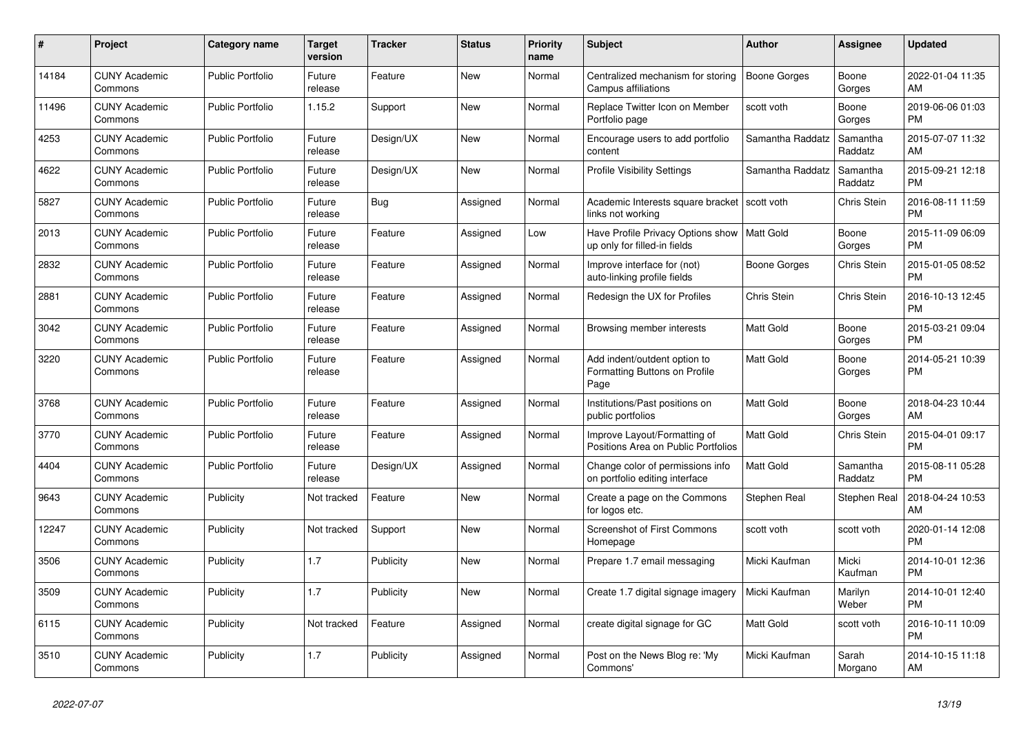| # | Project | Category name | Target version | Tracker | Status | Priority name | Subject | Author | Assignee | Updated |
|---|---|---|---|---|---|---|---|---|---|---|
| 14184 | CUNY Academic Commons | Public Portfolio | Future release | Feature | New | Normal | Centralized mechanism for storing Campus affiliations | Boone Gorges | Boone Gorges | 2022-01-04 11:35 AM |
| 11496 | CUNY Academic Commons | Public Portfolio | 1.15.2 | Support | New | Normal | Replace Twitter Icon on Member Portfolio page | scott voth | Boone Gorges | 2019-06-06 01:03 PM |
| 4253 | CUNY Academic Commons | Public Portfolio | Future release | Design/UX | New | Normal | Encourage users to add portfolio content | Samantha Raddatz | Samantha Raddatz | 2015-07-07 11:32 AM |
| 4622 | CUNY Academic Commons | Public Portfolio | Future release | Design/UX | New | Normal | Profile Visibility Settings | Samantha Raddatz | Samantha Raddatz | 2015-09-21 12:18 PM |
| 5827 | CUNY Academic Commons | Public Portfolio | Future release | Bug | Assigned | Normal | Academic Interests square bracket links not working | scott voth | Chris Stein | 2016-08-11 11:59 PM |
| 2013 | CUNY Academic Commons | Public Portfolio | Future release | Feature | Assigned | Low | Have Profile Privacy Options show up only for filled-in fields | Matt Gold | Boone Gorges | 2015-11-09 06:09 PM |
| 2832 | CUNY Academic Commons | Public Portfolio | Future release | Feature | Assigned | Normal | Improve interface for (not) auto-linking profile fields | Boone Gorges | Chris Stein | 2015-01-05 08:52 PM |
| 2881 | CUNY Academic Commons | Public Portfolio | Future release | Feature | Assigned | Normal | Redesign the UX for Profiles | Chris Stein | Chris Stein | 2016-10-13 12:45 PM |
| 3042 | CUNY Academic Commons | Public Portfolio | Future release | Feature | Assigned | Normal | Browsing member interests | Matt Gold | Boone Gorges | 2015-03-21 09:04 PM |
| 3220 | CUNY Academic Commons | Public Portfolio | Future release | Feature | Assigned | Normal | Add indent/outdent option to Formatting Buttons on Profile Page | Matt Gold | Boone Gorges | 2014-05-21 10:39 PM |
| 3768 | CUNY Academic Commons | Public Portfolio | Future release | Feature | Assigned | Normal | Institutions/Past positions on public portfolios | Matt Gold | Boone Gorges | 2018-04-23 10:44 AM |
| 3770 | CUNY Academic Commons | Public Portfolio | Future release | Feature | Assigned | Normal | Improve Layout/Formatting of Positions Area on Public Portfolios | Matt Gold | Chris Stein | 2015-04-01 09:17 PM |
| 4404 | CUNY Academic Commons | Public Portfolio | Future release | Design/UX | Assigned | Normal | Change color of permissions info on portfolio editing interface | Matt Gold | Samantha Raddatz | 2015-08-11 05:28 PM |
| 9643 | CUNY Academic Commons | Publicity | Not tracked | Feature | New | Normal | Create a page on the Commons for logos etc. | Stephen Real | Stephen Real | 2018-04-24 10:53 AM |
| 12247 | CUNY Academic Commons | Publicity | Not tracked | Support | New | Normal | Screenshot of First Commons Homepage | scott voth | scott voth | 2020-01-14 12:08 PM |
| 3506 | CUNY Academic Commons | Publicity | 1.7 | Publicity | New | Normal | Prepare 1.7 email messaging | Micki Kaufman | Micki Kaufman | 2014-10-01 12:36 PM |
| 3509 | CUNY Academic Commons | Publicity | 1.7 | Publicity | New | Normal | Create 1.7 digital signage imagery | Micki Kaufman | Marilyn Weber | 2014-10-01 12:40 PM |
| 6115 | CUNY Academic Commons | Publicity | Not tracked | Feature | Assigned | Normal | create digital signage for GC | Matt Gold | scott voth | 2016-10-11 10:09 PM |
| 3510 | CUNY Academic Commons | Publicity | 1.7 | Publicity | Assigned | Normal | Post on the News Blog re: 'My Commons' | Micki Kaufman | Sarah Morgano | 2014-10-15 11:18 AM |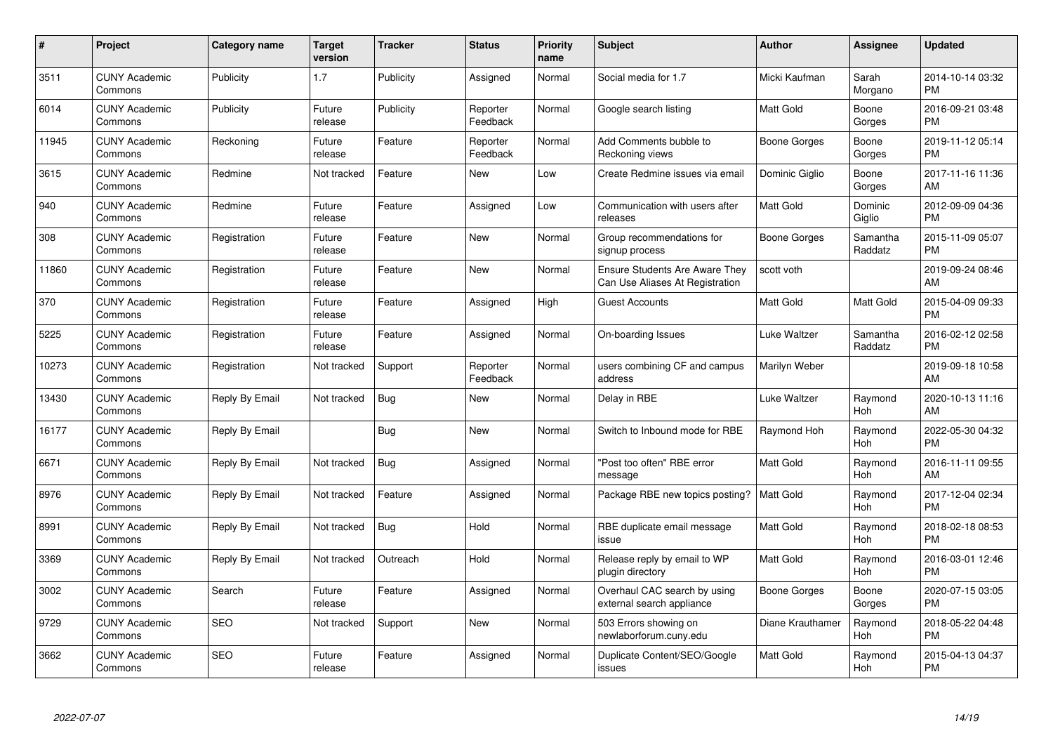| # | Project | Category name | Target version | Tracker | Status | Priority name | Subject | Author | Assignee | Updated |
|---|---|---|---|---|---|---|---|---|---|---|
| 3511 | CUNY Academic Commons | Publicity | 1.7 | Publicity | Assigned | Normal | Social media for 1.7 | Micki Kaufman | Sarah Morgano | 2014-10-14 03:32 PM |
| 6014 | CUNY Academic Commons | Publicity | Future release | Publicity | Reporter Feedback | Normal | Google search listing | Matt Gold | Boone Gorges | 2016-09-21 03:48 PM |
| 11945 | CUNY Academic Commons | Reckoning | Future release | Feature | Reporter Feedback | Normal | Add Comments bubble to Reckoning views | Boone Gorges | Boone Gorges | 2019-11-12 05:14 PM |
| 3615 | CUNY Academic Commons | Redmine | Not tracked | Feature | New | Low | Create Redmine issues via email | Dominic Giglio | Boone Gorges | 2017-11-16 11:36 AM |
| 940 | CUNY Academic Commons | Redmine | Future release | Feature | Assigned | Low | Communication with users after releases | Matt Gold | Dominic Giglio | 2012-09-09 04:36 PM |
| 308 | CUNY Academic Commons | Registration | Future release | Feature | New | Normal | Group recommendations for signup process | Boone Gorges | Samantha Raddatz | 2015-11-09 05:07 PM |
| 11860 | CUNY Academic Commons | Registration | Future release | Feature | New | Normal | Ensure Students Are Aware They Can Use Aliases At Registration | scott voth | | 2019-09-24 08:46 AM |
| 370 | CUNY Academic Commons | Registration | Future release | Feature | Assigned | High | Guest Accounts | Matt Gold | Matt Gold | 2015-04-09 09:33 PM |
| 5225 | CUNY Academic Commons | Registration | Future release | Feature | Assigned | Normal | On-boarding Issues | Luke Waltzer | Samantha Raddatz | 2016-02-12 02:58 PM |
| 10273 | CUNY Academic Commons | Registration | Not tracked | Support | Reporter Feedback | Normal | users combining CF and campus address | Marilyn Weber | | 2019-09-18 10:58 AM |
| 13430 | CUNY Academic Commons | Reply By Email | Not tracked | Bug | New | Normal | Delay in RBE | Luke Waltzer | Raymond Hoh | 2020-10-13 11:16 AM |
| 16177 | CUNY Academic Commons | Reply By Email | | Bug | New | Normal | Switch to Inbound mode for RBE | Raymond Hoh | Raymond Hoh | 2022-05-30 04:32 PM |
| 6671 | CUNY Academic Commons | Reply By Email | Not tracked | Bug | Assigned | Normal | "Post too often" RBE error message | Matt Gold | Raymond Hoh | 2016-11-11 09:55 AM |
| 8976 | CUNY Academic Commons | Reply By Email | Not tracked | Feature | Assigned | Normal | Package RBE new topics posting? | Matt Gold | Raymond Hoh | 2017-12-04 02:34 PM |
| 8991 | CUNY Academic Commons | Reply By Email | Not tracked | Bug | Hold | Normal | RBE duplicate email message issue | Matt Gold | Raymond Hoh | 2018-02-18 08:53 PM |
| 3369 | CUNY Academic Commons | Reply By Email | Not tracked | Outreach | Hold | Normal | Release reply by email to WP plugin directory | Matt Gold | Raymond Hoh | 2016-03-01 12:46 PM |
| 3002 | CUNY Academic Commons | Search | Future release | Feature | Assigned | Normal | Overhaul CAC search by using external search appliance | Boone Gorges | Boone Gorges | 2020-07-15 03:05 PM |
| 9729 | CUNY Academic Commons | SEO | Not tracked | Support | New | Normal | 503 Errors showing on newlaborforum.cuny.edu | Diane Krauthamer | Raymond Hoh | 2018-05-22 04:48 PM |
| 3662 | CUNY Academic Commons | SEO | Future release | Feature | Assigned | Normal | Duplicate Content/SEO/Google issues | Matt Gold | Raymond Hoh | 2015-04-13 04:37 PM |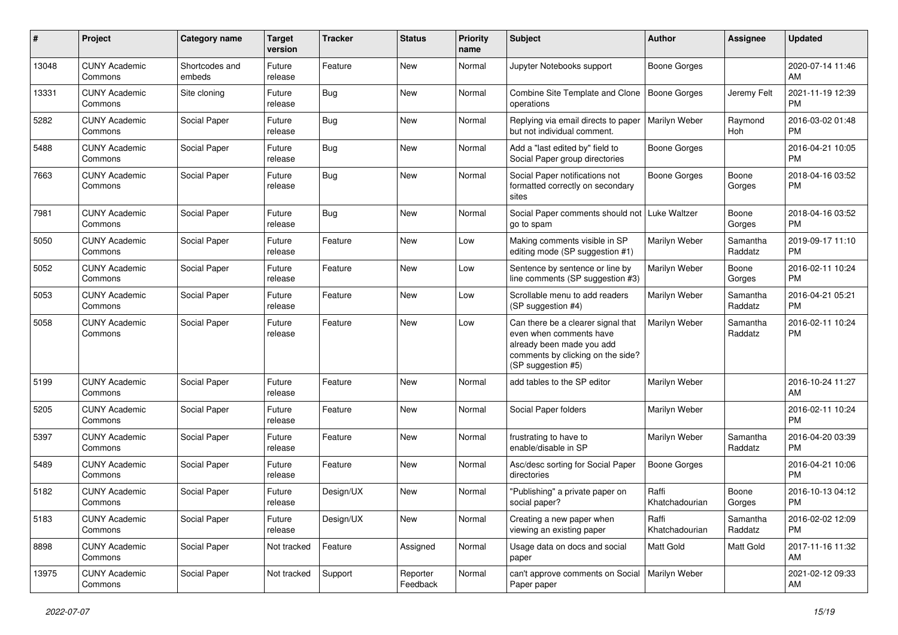| # | Project | Category name | Target version | Tracker | Status | Priority name | Subject | Author | Assignee | Updated |
|---|---|---|---|---|---|---|---|---|---|---|
| 13048 | CUNY Academic Commons | Shortcodes and embeds | Future release | Feature | New | Normal | Jupyter Notebooks support | Boone Gorges | | 2020-07-14 11:46 AM |
| 13331 | CUNY Academic Commons | Site cloning | Future release | Bug | New | Normal | Combine Site Template and Clone operations | Boone Gorges | Jeremy Felt | 2021-11-19 12:39 PM |
| 5282 | CUNY Academic Commons | Social Paper | Future release | Bug | New | Normal | Replying via email directs to paper but not individual comment. | Marilyn Weber | Raymond Hoh | 2016-03-02 01:48 PM |
| 5488 | CUNY Academic Commons | Social Paper | Future release | Bug | New | Normal | Add a "last edited by" field to Social Paper group directories | Boone Gorges | | 2016-04-21 10:05 PM |
| 7663 | CUNY Academic Commons | Social Paper | Future release | Bug | New | Normal | Social Paper notifications not formatted correctly on secondary sites | Boone Gorges | Boone Gorges | 2018-04-16 03:52 PM |
| 7981 | CUNY Academic Commons | Social Paper | Future release | Bug | New | Normal | Social Paper comments should not go to spam | Luke Waltzer | Boone Gorges | 2018-04-16 03:52 PM |
| 5050 | CUNY Academic Commons | Social Paper | Future release | Feature | New | Low | Making comments visible in SP editing mode (SP suggestion #1) | Marilyn Weber | Samantha Raddatz | 2019-09-17 11:10 PM |
| 5052 | CUNY Academic Commons | Social Paper | Future release | Feature | New | Low | Sentence by sentence or line by line comments (SP suggestion #3) | Marilyn Weber | Boone Gorges | 2016-02-11 10:24 PM |
| 5053 | CUNY Academic Commons | Social Paper | Future release | Feature | New | Low | Scrollable menu to add readers (SP suggestion #4) | Marilyn Weber | Samantha Raddatz | 2016-04-21 05:21 PM |
| 5058 | CUNY Academic Commons | Social Paper | Future release | Feature | New | Low | Can there be a clearer signal that even when comments have already been made you add comments by clicking on the side? (SP suggestion #5) | Marilyn Weber | Samantha Raddatz | 2016-02-11 10:24 PM |
| 5199 | CUNY Academic Commons | Social Paper | Future release | Feature | New | Normal | add tables to the SP editor | Marilyn Weber | | 2016-10-24 11:27 AM |
| 5205 | CUNY Academic Commons | Social Paper | Future release | Feature | New | Normal | Social Paper folders | Marilyn Weber | | 2016-02-11 10:24 PM |
| 5397 | CUNY Academic Commons | Social Paper | Future release | Feature | New | Normal | frustrating to have to enable/disable in SP | Marilyn Weber | Samantha Raddatz | 2016-04-20 03:39 PM |
| 5489 | CUNY Academic Commons | Social Paper | Future release | Feature | New | Normal | Asc/desc sorting for Social Paper directories | Boone Gorges | | 2016-04-21 10:06 PM |
| 5182 | CUNY Academic Commons | Social Paper | Future release | Design/UX | New | Normal | "Publishing" a private paper on social paper? | Raffi Khatchadourian | Boone Gorges | 2016-10-13 04:12 PM |
| 5183 | CUNY Academic Commons | Social Paper | Future release | Design/UX | New | Normal | Creating a new paper when viewing an existing paper | Raffi Khatchadourian | Samantha Raddatz | 2016-02-02 12:09 PM |
| 8898 | CUNY Academic Commons | Social Paper | Not tracked | Feature | Assigned | Normal | Usage data on docs and social paper | Matt Gold | Matt Gold | 2017-11-16 11:32 AM |
| 13975 | CUNY Academic Commons | Social Paper | Not tracked | Support | Reporter Feedback | Normal | can't approve comments on Social Paper paper | Marilyn Weber | | 2021-02-12 09:33 AM |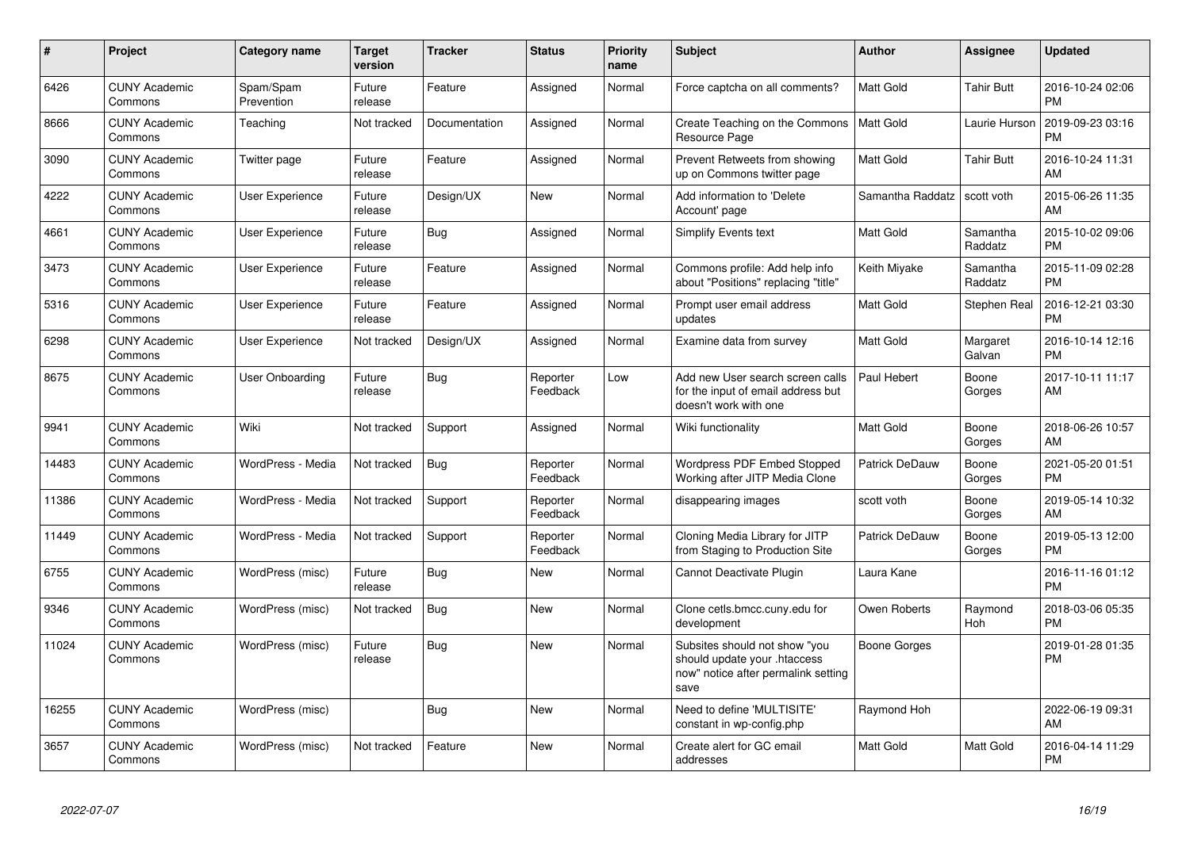| # | Project | Category name | Target version | Tracker | Status | Priority name | Subject | Author | Assignee | Updated |
|---|---|---|---|---|---|---|---|---|---|---|
| 6426 | CUNY Academic Commons | Spam/Spam Prevention | Future release | Feature | Assigned | Normal | Force captcha on all comments? | Matt Gold | Tahir Butt | 2016-10-24 02:06 PM |
| 8666 | CUNY Academic Commons | Teaching | Not tracked | Documentation | Assigned | Normal | Create Teaching on the Commons Resource Page | Matt Gold | Laurie Hurson | 2019-09-23 03:16 PM |
| 3090 | CUNY Academic Commons | Twitter page | Future release | Feature | Assigned | Normal | Prevent Retweets from showing up on Commons twitter page | Matt Gold | Tahir Butt | 2016-10-24 11:31 AM |
| 4222 | CUNY Academic Commons | User Experience | Future release | Design/UX | New | Normal | Add information to 'Delete Account' page | Samantha Raddatz | scott voth | 2015-06-26 11:35 AM |
| 4661 | CUNY Academic Commons | User Experience | Future release | Bug | Assigned | Normal | Simplify Events text | Matt Gold | Samantha Raddatz | 2015-10-02 09:06 PM |
| 3473 | CUNY Academic Commons | User Experience | Future release | Feature | Assigned | Normal | Commons profile: Add help info about "Positions" replacing "title" | Keith Miyake | Samantha Raddatz | 2015-11-09 02:28 PM |
| 5316 | CUNY Academic Commons | User Experience | Future release | Feature | Assigned | Normal | Prompt user email address updates | Matt Gold | Stephen Real | 2016-12-21 03:30 PM |
| 6298 | CUNY Academic Commons | User Experience | Not tracked | Design/UX | Assigned | Normal | Examine data from survey | Matt Gold | Margaret Galvan | 2016-10-14 12:16 PM |
| 8675 | CUNY Academic Commons | User Onboarding | Future release | Bug | Reporter Feedback | Low | Add new User search screen calls for the input of email address but doesn't work with one | Paul Hebert | Boone Gorges | 2017-10-11 11:17 AM |
| 9941 | CUNY Academic Commons | Wiki | Not tracked | Support | Assigned | Normal | Wiki functionality | Matt Gold | Boone Gorges | 2018-06-26 10:57 AM |
| 14483 | CUNY Academic Commons | WordPress - Media | Not tracked | Bug | Reporter Feedback | Normal | Wordpress PDF Embed Stopped Working after JITP Media Clone | Patrick DeDauw | Boone Gorges | 2021-05-20 01:51 PM |
| 11386 | CUNY Academic Commons | WordPress - Media | Not tracked | Support | Reporter Feedback | Normal | disappearing images | scott voth | Boone Gorges | 2019-05-14 10:32 AM |
| 11449 | CUNY Academic Commons | WordPress - Media | Not tracked | Support | Reporter Feedback | Normal | Cloning Media Library for JITP from Staging to Production Site | Patrick DeDauw | Boone Gorges | 2019-05-13 12:00 PM |
| 6755 | CUNY Academic Commons | WordPress (misc) | Future release | Bug | New | Normal | Cannot Deactivate Plugin | Laura Kane | | 2016-11-16 01:12 PM |
| 9346 | CUNY Academic Commons | WordPress (misc) | Not tracked | Bug | New | Normal | Clone cetls.bmcc.cuny.edu for development | Owen Roberts | Raymond Hoh | 2018-03-06 05:35 PM |
| 11024 | CUNY Academic Commons | WordPress (misc) | Future release | Bug | New | Normal | Subsites should not show "you should update your .htaccess now" notice after permalink setting save | Boone Gorges | | 2019-01-28 01:35 PM |
| 16255 | CUNY Academic Commons | WordPress (misc) | | Bug | New | Normal | Need to define 'MULTISITE' constant in wp-config.php | Raymond Hoh | | 2022-06-19 09:31 AM |
| 3657 | CUNY Academic Commons | WordPress (misc) | Not tracked | Feature | New | Normal | Create alert for GC email addresses | Matt Gold | Matt Gold | 2016-04-14 11:29 PM |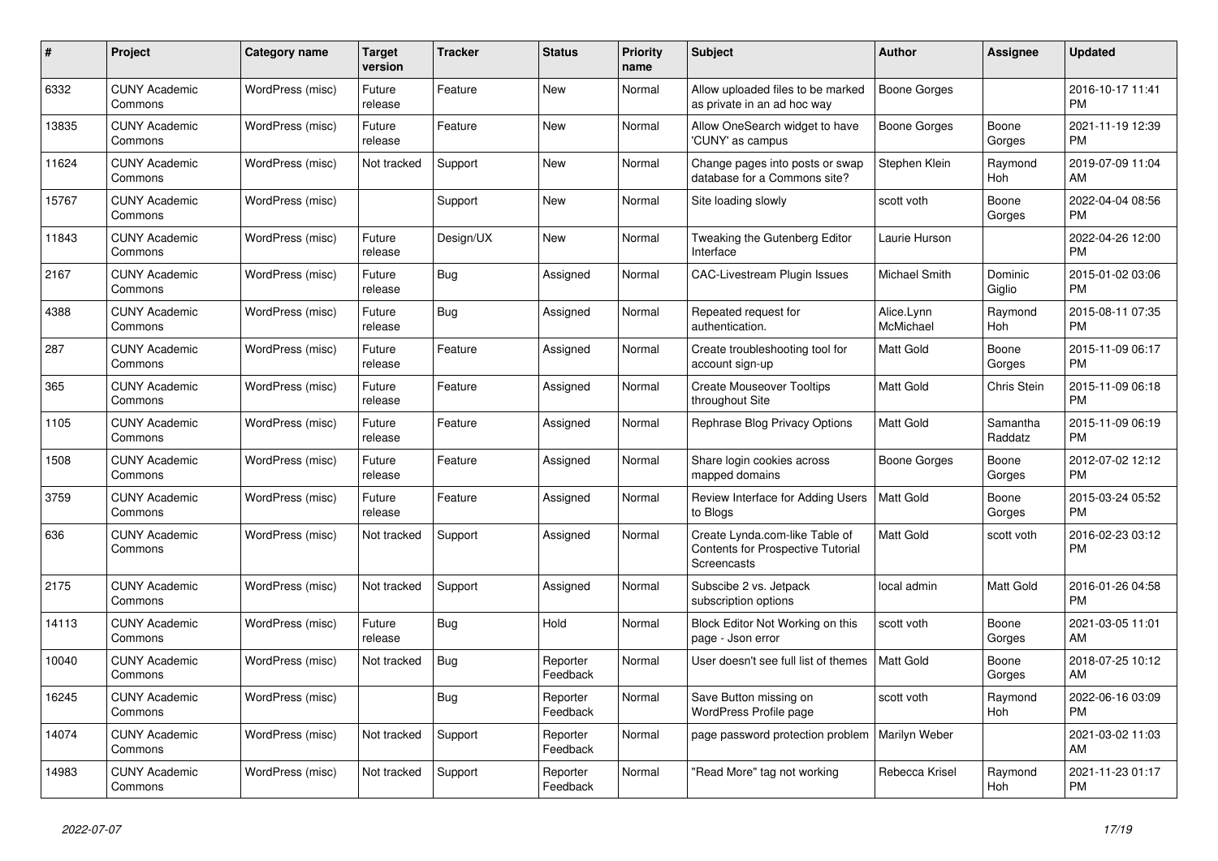| # | Project | Category name | Target version | Tracker | Status | Priority name | Subject | Author | Assignee | Updated |
|---|---|---|---|---|---|---|---|---|---|---|
| 6332 | CUNY Academic Commons | WordPress (misc) | Future release | Feature | New | Normal | Allow uploaded files to be marked as private in an ad hoc way | Boone Gorges | | 2016-10-17 11:41 PM |
| 13835 | CUNY Academic Commons | WordPress (misc) | Future release | Feature | New | Normal | Allow OneSearch widget to have 'CUNY' as campus | Boone Gorges | Boone Gorges | 2021-11-19 12:39 PM |
| 11624 | CUNY Academic Commons | WordPress (misc) | Not tracked | Support | New | Normal | Change pages into posts or swap database for a Commons site? | Stephen Klein | Raymond Hoh | 2019-07-09 11:04 AM |
| 15767 | CUNY Academic Commons | WordPress (misc) | | Support | New | Normal | Site loading slowly | scott voth | Boone Gorges | 2022-04-04 08:56 PM |
| 11843 | CUNY Academic Commons | WordPress (misc) | Future release | Design/UX | New | Normal | Tweaking the Gutenberg Editor Interface | Laurie Hurson | | 2022-04-26 12:00 PM |
| 2167 | CUNY Academic Commons | WordPress (misc) | Future release | Bug | Assigned | Normal | CAC-Livestream Plugin Issues | Michael Smith | Dominic Giglio | 2015-01-02 03:06 PM |
| 4388 | CUNY Academic Commons | WordPress (misc) | Future release | Bug | Assigned | Normal | Repeated request for authentication. | Alice.Lynn McMichael | Raymond Hoh | 2015-08-11 07:35 PM |
| 287 | CUNY Academic Commons | WordPress (misc) | Future release | Feature | Assigned | Normal | Create troubleshooting tool for account sign-up | Matt Gold | Boone Gorges | 2015-11-09 06:17 PM |
| 365 | CUNY Academic Commons | WordPress (misc) | Future release | Feature | Assigned | Normal | Create Mouseover Tooltips throughout Site | Matt Gold | Chris Stein | 2015-11-09 06:18 PM |
| 1105 | CUNY Academic Commons | WordPress (misc) | Future release | Feature | Assigned | Normal | Rephrase Blog Privacy Options | Matt Gold | Samantha Raddatz | 2015-11-09 06:19 PM |
| 1508 | CUNY Academic Commons | WordPress (misc) | Future release | Feature | Assigned | Normal | Share login cookies across mapped domains | Boone Gorges | Boone Gorges | 2012-07-02 12:12 PM |
| 3759 | CUNY Academic Commons | WordPress (misc) | Future release | Feature | Assigned | Normal | Review Interface for Adding Users to Blogs | Matt Gold | Boone Gorges | 2015-03-24 05:52 PM |
| 636 | CUNY Academic Commons | WordPress (misc) | Not tracked | Support | Assigned | Normal | Create Lynda.com-like Table of Contents for Prospective Tutorial Screencasts | Matt Gold | scott voth | 2016-02-23 03:12 PM |
| 2175 | CUNY Academic Commons | WordPress (misc) | Not tracked | Support | Assigned | Normal | Subscibe 2 vs. Jetpack subscription options | local admin | Matt Gold | 2016-01-26 04:58 PM |
| 14113 | CUNY Academic Commons | WordPress (misc) | Future release | Bug | Hold | Normal | Block Editor Not Working on this page - Json error | scott voth | Boone Gorges | 2021-03-05 11:01 AM |
| 10040 | CUNY Academic Commons | WordPress (misc) | Not tracked | Bug | Reporter Feedback | Normal | User doesn't see full list of themes | Matt Gold | Boone Gorges | 2018-07-25 10:12 AM |
| 16245 | CUNY Academic Commons | WordPress (misc) | | Bug | Reporter Feedback | Normal | Save Button missing on WordPress Profile page | scott voth | Raymond Hoh | 2022-06-16 03:09 PM |
| 14074 | CUNY Academic Commons | WordPress (misc) | Not tracked | Support | Reporter Feedback | Normal | page password protection problem | Marilyn Weber | | 2021-03-02 11:03 AM |
| 14983 | CUNY Academic Commons | WordPress (misc) | Not tracked | Support | Reporter Feedback | Normal | "Read More" tag not working | Rebecca Krisel | Raymond Hoh | 2021-11-23 01:17 PM |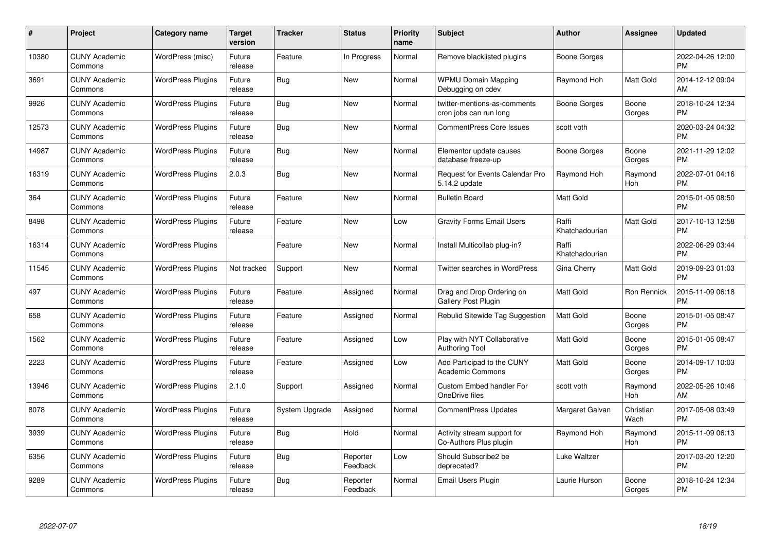| # | Project | Category name | Target version | Tracker | Status | Priority name | Subject | Author | Assignee | Updated |
|---|---|---|---|---|---|---|---|---|---|---|
| 10380 | CUNY Academic Commons | WordPress (misc) | Future release | Feature | In Progress | Normal | Remove blacklisted plugins | Boone Gorges | | 2022-04-26 12:00 PM |
| 3691 | CUNY Academic Commons | WordPress Plugins | Future release | Bug | New | Normal | WPMU Domain Mapping Debugging on cdev | Raymond Hoh | Matt Gold | 2014-12-12 09:04 AM |
| 9926 | CUNY Academic Commons | WordPress Plugins | Future release | Bug | New | Normal | twitter-mentions-as-comments cron jobs can run long | Boone Gorges | Boone Gorges | 2018-10-24 12:34 PM |
| 12573 | CUNY Academic Commons | WordPress Plugins | Future release | Bug | New | Normal | CommentPress Core Issues | scott voth | | 2020-03-24 04:32 PM |
| 14987 | CUNY Academic Commons | WordPress Plugins | Future release | Bug | New | Normal | Elementor update causes database freeze-up | Boone Gorges | Boone Gorges | 2021-11-29 12:02 PM |
| 16319 | CUNY Academic Commons | WordPress Plugins | 2.0.3 | Bug | New | Normal | Request for Events Calendar Pro 5.14.2 update | Raymond Hoh | Raymond Hoh | 2022-07-01 04:16 PM |
| 364 | CUNY Academic Commons | WordPress Plugins | Future release | Feature | New | Normal | Bulletin Board | Matt Gold | | 2015-01-05 08:50 PM |
| 8498 | CUNY Academic Commons | WordPress Plugins | Future release | Feature | New | Low | Gravity Forms Email Users | Raffi Khatchadourian | Matt Gold | 2017-10-13 12:58 PM |
| 16314 | CUNY Academic Commons | WordPress Plugins | | Feature | New | Normal | Install Multicollab plug-in? | Raffi Khatchadourian | | 2022-06-29 03:44 PM |
| 11545 | CUNY Academic Commons | WordPress Plugins | Not tracked | Support | New | Normal | Twitter searches in WordPress | Gina Cherry | Matt Gold | 2019-09-23 01:03 PM |
| 497 | CUNY Academic Commons | WordPress Plugins | Future release | Feature | Assigned | Normal | Drag and Drop Ordering on Gallery Post Plugin | Matt Gold | Ron Rennick | 2015-11-09 06:18 PM |
| 658 | CUNY Academic Commons | WordPress Plugins | Future release | Feature | Assigned | Normal | Rebulid Sitewide Tag Suggestion | Matt Gold | Boone Gorges | 2015-01-05 08:47 PM |
| 1562 | CUNY Academic Commons | WordPress Plugins | Future release | Feature | Assigned | Low | Play with NYT Collaborative Authoring Tool | Matt Gold | Boone Gorges | 2015-01-05 08:47 PM |
| 2223 | CUNY Academic Commons | WordPress Plugins | Future release | Feature | Assigned | Low | Add Participad to the CUNY Academic Commons | Matt Gold | Boone Gorges | 2014-09-17 10:03 PM |
| 13946 | CUNY Academic Commons | WordPress Plugins | 2.1.0 | Support | Assigned | Normal | Custom Embed handler For OneDrive files | scott voth | Raymond Hoh | 2022-05-26 10:46 AM |
| 8078 | CUNY Academic Commons | WordPress Plugins | Future release | System Upgrade | Assigned | Normal | CommentPress Updates | Margaret Galvan | Christian Wach | 2017-05-08 03:49 PM |
| 3939 | CUNY Academic Commons | WordPress Plugins | Future release | Bug | Hold | Normal | Activity stream support for Co-Authors Plus plugin | Raymond Hoh | Raymond Hoh | 2015-11-09 06:13 PM |
| 6356 | CUNY Academic Commons | WordPress Plugins | Future release | Bug | Reporter Feedback | Low | Should Subscribe2 be deprecated? | Luke Waltzer | | 2017-03-20 12:20 PM |
| 9289 | CUNY Academic Commons | WordPress Plugins | Future release | Bug | Reporter Feedback | Normal | Email Users Plugin | Laurie Hurson | Boone Gorges | 2018-10-24 12:34 PM |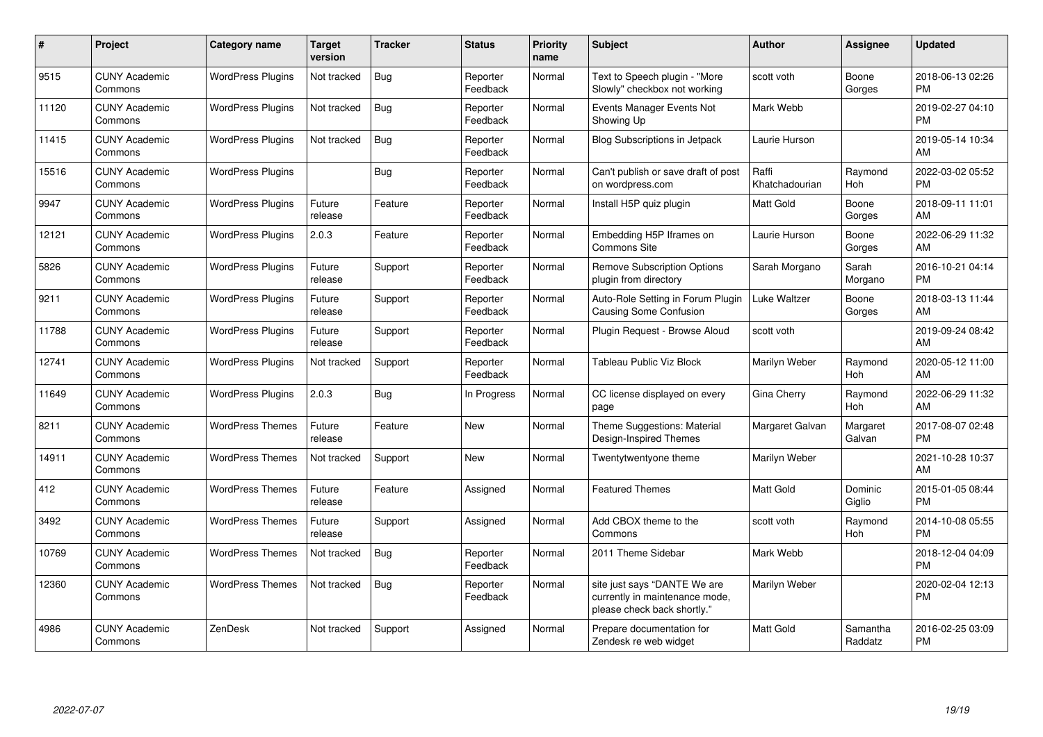| # | Project | Category name | Target version | Tracker | Status | Priority name | Subject | Author | Assignee | Updated |
|---|---|---|---|---|---|---|---|---|---|---|
| 9515 | CUNY Academic Commons | WordPress Plugins | Not tracked | Bug | Reporter Feedback | Normal | Text to Speech plugin - "More Slowly" checkbox not working | scott voth | Boone Gorges | 2018-06-13 02:26 PM |
| 11120 | CUNY Academic Commons | WordPress Plugins | Not tracked | Bug | Reporter Feedback | Normal | Events Manager Events Not Showing Up | Mark Webb | | 2019-02-27 04:10 PM |
| 11415 | CUNY Academic Commons | WordPress Plugins | Not tracked | Bug | Reporter Feedback | Normal | Blog Subscriptions in Jetpack | Laurie Hurson | | 2019-05-14 10:34 AM |
| 15516 | CUNY Academic Commons | WordPress Plugins | | Bug | Reporter Feedback | Normal | Can't publish or save draft of post on wordpress.com | Raffi Khatchadourian | Raymond Hoh | 2022-03-02 05:52 PM |
| 9947 | CUNY Academic Commons | WordPress Plugins | Future release | Feature | Reporter Feedback | Normal | Install H5P quiz plugin | Matt Gold | Boone Gorges | 2018-09-11 11:01 AM |
| 12121 | CUNY Academic Commons | WordPress Plugins | 2.0.3 | Feature | Reporter Feedback | Normal | Embedding H5P Iframes on Commons Site | Laurie Hurson | Boone Gorges | 2022-06-29 11:32 AM |
| 5826 | CUNY Academic Commons | WordPress Plugins | Future release | Support | Reporter Feedback | Normal | Remove Subscription Options plugin from directory | Sarah Morgano | Sarah Morgano | 2016-10-21 04:14 PM |
| 9211 | CUNY Academic Commons | WordPress Plugins | Future release | Support | Reporter Feedback | Normal | Auto-Role Setting in Forum Plugin Causing Some Confusion | Luke Waltzer | Boone Gorges | 2018-03-13 11:44 AM |
| 11788 | CUNY Academic Commons | WordPress Plugins | Future release | Support | Reporter Feedback | Normal | Plugin Request - Browse Aloud | scott voth | | 2019-09-24 08:42 AM |
| 12741 | CUNY Academic Commons | WordPress Plugins | Not tracked | Support | Reporter Feedback | Normal | Tableau Public Viz Block | Marilyn Weber | Raymond Hoh | 2020-05-12 11:00 AM |
| 11649 | CUNY Academic Commons | WordPress Plugins | 2.0.3 | Bug | In Progress | Normal | CC license displayed on every page | Gina Cherry | Raymond Hoh | 2022-06-29 11:32 AM |
| 8211 | CUNY Academic Commons | WordPress Themes | Future release | Feature | New | Normal | Theme Suggestions: Material Design-Inspired Themes | Margaret Galvan | Margaret Galvan | 2017-08-07 02:48 PM |
| 14911 | CUNY Academic Commons | WordPress Themes | Not tracked | Support | New | Normal | Twentytwentyone theme | Marilyn Weber | | 2021-10-28 10:37 AM |
| 412 | CUNY Academic Commons | WordPress Themes | Future release | Feature | Assigned | Normal | Featured Themes | Matt Gold | Dominic Giglio | 2015-01-05 08:44 PM |
| 3492 | CUNY Academic Commons | WordPress Themes | Future release | Support | Assigned | Normal | Add CBOX theme to the Commons | scott voth | Raymond Hoh | 2014-10-08 05:55 PM |
| 10769 | CUNY Academic Commons | WordPress Themes | Not tracked | Bug | Reporter Feedback | Normal | 2011 Theme Sidebar | Mark Webb | | 2018-12-04 04:09 PM |
| 12360 | CUNY Academic Commons | WordPress Themes | Not tracked | Bug | Reporter Feedback | Normal | site just says "DANTE We are currently in maintenance mode, please check back shortly." | Marilyn Weber | | 2020-02-04 12:13 PM |
| 4986 | CUNY Academic Commons | ZenDesk | Not tracked | Support | Assigned | Normal | Prepare documentation for Zendesk re web widget | Matt Gold | Samantha Raddatz | 2016-02-25 03:09 PM |